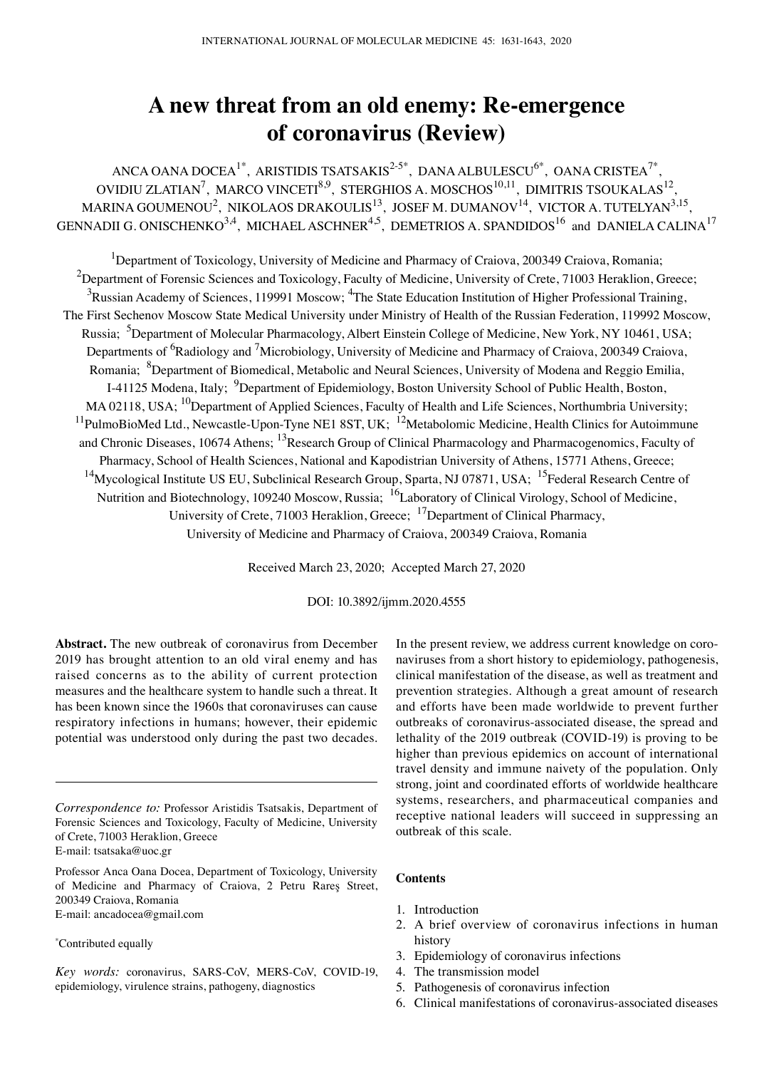# A new threat from an old enemy: Re-emergence of coronavirus (Review)

ANCA OANA DOCEA[1*], ARISTIDIS TSATSAKIS[2-5*], DANA ALBULESCU[6*], OANA CRISTEA[7*], OVIDIU ZLATIAN[7], MARCO VINCETI[8,9], STERGHIOS A. MOSCHOS[10,11], DIMITRIS TSOUKALAS[12], MARINA GOUMENOU[2], NIKOLAOS DRAKOULIS[13], JOSEF M. DUMANOV[14], VICTOR A. TUTELYAN[3,15], GENNADII G. ONISCHENKO[3,4], MICHAEL ASCHNER[4,5], DEMETRIOS A. SPANDIDOS[16] and DANIELA CALINA[17]

[1]Department of Toxicology, University of Medicine and Pharmacy of Craiova, 200349 Craiova, Romania; [2]Department of Forensic Sciences and Toxicology, Faculty of Medicine, University of Crete, 71003 Heraklion, Greece; [3]Russian Academy of Sciences, 119991 Moscow; [4]The State Education Institution of Higher Professional Training, The First Sechenov Moscow State Medical University under Ministry of Health of the Russian Federation, 119992 Moscow, Russia; [5]Department of Molecular Pharmacology, Albert Einstein College of Medicine, New York, NY 10461, USA; Departments of [6]Radiology and [7]Microbiology, University of Medicine and Pharmacy of Craiova, 200349 Craiova, Romania; [8]Department of Biomedical, Metabolic and Neural Sciences, University of Modena and Reggio Emilia, I-41125 Modena, Italy; [9]Department of Epidemiology, Boston University School of Public Health, Boston, MA 02118, USA; [10]Department of Applied Sciences, Faculty of Health and Life Sciences, Northumbria University; [11]PulmoBioMed Ltd., Newcastle-Upon-Tyne NE1 8ST, UK; [12]Metabolomic Medicine, Health Clinics for Autoimmune and Chronic Diseases, 10674 Athens; [13]Research Group of Clinical Pharmacology and Pharmacogenomics, Faculty of Pharmacy, School of Health Sciences, National and Kapodistrian University of Athens, 15771 Athens, Greece; [14]Mycological Institute US EU, Subclinical Research Group, Sparta, NJ 07871, USA; [15]Federal Research Centre of Nutrition and Biotechnology, 109240 Moscow, Russia; [16]Laboratory of Clinical Virology, School of Medicine, University of Crete, 71003 Heraklion, Greece; [17]Department of Clinical Pharmacy, University of Medicine and Pharmacy of Craiova, 200349 Craiova, Romania

Received March 23, 2020; Accepted March 27, 2020

DOI: 10.3892/ijmm.2020.4555

**Abstract.** The new outbreak of coronavirus from December 2019 has brought attention to an old viral enemy and has raised concerns as to the ability of current protection measures and the healthcare system to handle such a threat. It has been known since the 1960s that coronaviruses can cause respiratory infections in humans; however, their epidemic potential was understood only during the past two decades. In the present review, we address current knowledge on coronaviruses from a short history to epidemiology, pathogenesis, clinical manifestation of the disease, as well as treatment and prevention strategies. Although a great amount of research and efforts have been made worldwide to prevent further outbreaks of coronavirus-associated disease, the spread and lethality of the 2019 outbreak (COVID-19) is proving to be higher than previous epidemics on account of international travel density and immune naivety of the population. Only strong, joint and coordinated efforts of worldwide healthcare systems, researchers, and pharmaceutical companies and receptive national leaders will succeed in suppressing an outbreak of this scale.

*Correspondence to:* Professor Aristidis Tsatsakis, Department of Forensic Sciences and Toxicology, Faculty of Medicine, University of Crete, 71003 Heraklion, Greece
E-mail: tsatsaka@uoc.gr

Professor Anca Oana Docea, Department of Toxicology, University of Medicine and Pharmacy of Craiova, 2 Petru Rareş Street, 200349 Craiova, Romania
E-mail: ancadocea@gmail.com

*Contributed equally

*Key words:* coronavirus, SARS-CoV, MERS-CoV, COVID-19, epidemiology, virulence strains, pathogeny, diagnostics

**Contents**

1. Introduction
2. A brief overview of coronavirus infections in human history
3. Epidemiology of coronavirus infections
4. The transmission model
5. Pathogenesis of coronavirus infection
6. Clinical manifestations of coronavirus-associated diseases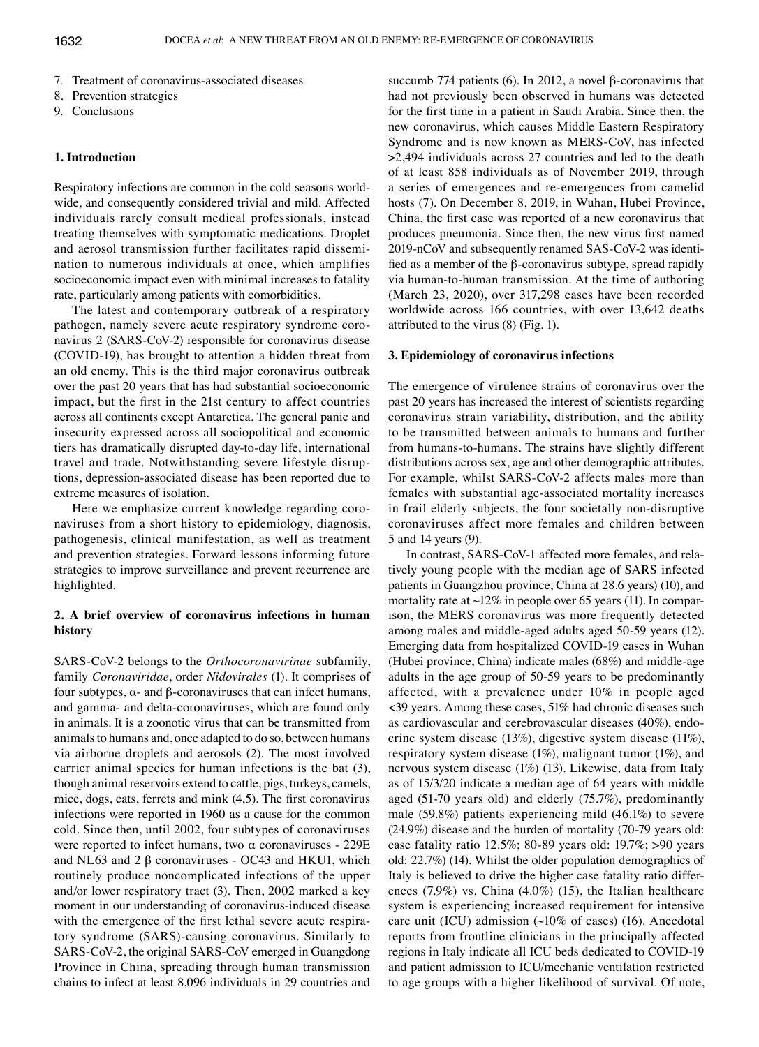7. Treatment of coronavirus-associated diseases
8. Prevention strategies
9. Conclusions

## 1. Introduction

Respiratory infections are common in the cold seasons worldwide, and consequently considered trivial and mild. Affected individuals rarely consult medical professionals, instead treating themselves with symptomatic medications. Droplet and aerosol transmission further facilitates rapid dissemination to numerous individuals at once, which amplifies socioeconomic impact even with minimal increases to fatality rate, particularly among patients with comorbidities.

The latest and contemporary outbreak of a respiratory pathogen, namely severe acute respiratory syndrome coronavirus 2 (SARS-CoV-2) responsible for coronavirus disease (COVID-19), has brought to attention a hidden threat from an old enemy. This is the third major coronavirus outbreak over the past 20 years that has had substantial socioeconomic impact, but the first in the 21st century to affect countries across all continents except Antarctica. The general panic and insecurity expressed across all sociopolitical and economic tiers has dramatically disrupted day-to-day life, international travel and trade. Notwithstanding severe lifestyle disruptions, depression-associated disease has been reported due to extreme measures of isolation.

Here we emphasize current knowledge regarding coronaviruses from a short history to epidemiology, diagnosis, pathogenesis, clinical manifestation, as well as treatment and prevention strategies. Forward lessons informing future strategies to improve surveillance and prevent recurrence are highlighted.

## 2. A brief overview of coronavirus infections in human history

SARS-CoV-2 belongs to the *Orthocoronavirinae* subfamily, family *Coronaviridae*, order *Nidovirales* (1). It comprises of four subtypes, α- and β-coronaviruses that can infect humans, and gamma- and delta-coronaviruses, which are found only in animals. It is a zoonotic virus that can be transmitted from animals to humans and, once adapted to do so, between humans via airborne droplets and aerosols (2). The most involved carrier animal species for human infections is the bat (3), though animal reservoirs extend to cattle, pigs, turkeys, camels, mice, dogs, cats, ferrets and mink (4,5). The first coronavirus infections were reported in 1960 as a cause for the common cold. Since then, until 2002, four subtypes of coronaviruses were reported to infect humans, two α coronaviruses - 229E and NL63 and 2 β coronaviruses - OC43 and HKU1, which routinely produce noncomplicated infections of the upper and/or lower respiratory tract (3). Then, 2002 marked a key moment in our understanding of coronavirus-induced disease with the emergence of the first lethal severe acute respiratory syndrome (SARS)-causing coronavirus. Similarly to SARS-CoV-2, the original SARS-CoV emerged in Guangdong Province in China, spreading through human transmission chains to infect at least 8,096 individuals in 29 countries and succumb 774 patients (6). In 2012, a novel β-coronavirus that had not previously been observed in humans was detected for the first time in a patient in Saudi Arabia. Since then, the new coronavirus, which causes Middle Eastern Respiratory Syndrome and is now known as MERS-CoV, has infected >2,494 individuals across 27 countries and led to the death of at least 858 individuals as of November 2019, through a series of emergences and re-emergences from camelid hosts (7). On December 8, 2019, in Wuhan, Hubei Province, China, the first case was reported of a new coronavirus that produces pneumonia. Since then, the new virus first named 2019-nCoV and subsequently renamed SAS-CoV-2 was identified as a member of the β-coronavirus subtype, spread rapidly via human-to-human transmission. At the time of authoring (March 23, 2020), over 317,298 cases have been recorded worldwide across 166 countries, with over 13,642 deaths attributed to the virus (8) (Fig. 1).

## 3. Epidemiology of coronavirus infections

The emergence of virulence strains of coronavirus over the past 20 years has increased the interest of scientists regarding coronavirus strain variability, distribution, and the ability to be transmitted between animals to humans and further from humans-to-humans. The strains have slightly different distributions across sex, age and other demographic attributes. For example, whilst SARS-CoV-2 affects males more than females with substantial age-associated mortality increases in frail elderly subjects, the four societally non-disruptive coronaviruses affect more females and children between 5 and 14 years (9).

In contrast, SARS-CoV-1 affected more females, and relatively young people with the median age of SARS infected patients in Guangzhou province, China at 28.6 years) (10), and mortality rate at ~12% in people over 65 years (11). In comparison, the MERS coronavirus was more frequently detected among males and middle-aged adults aged 50-59 years (12). Emerging data from hospitalized COVID-19 cases in Wuhan (Hubei province, China) indicate males (68%) and middle-age adults in the age group of 50-59 years to be predominantly affected, with a prevalence under 10% in people aged <39 years. Among these cases, 51% had chronic diseases such as cardiovascular and cerebrovascular diseases (40%), endocrine system disease (13%), digestive system disease (11%), respiratory system disease (1%), malignant tumor (1%), and nervous system disease (1%) (13). Likewise, data from Italy as of 15/3/20 indicate a median age of 64 years with middle aged (51-70 years old) and elderly (75.7%), predominantly male (59.8%) patients experiencing mild (46.1%) to severe (24.9%) disease and the burden of mortality (70-79 years old: case fatality ratio 12.5%; 80-89 years old: 19.7%; >90 years old: 22.7%) (14). Whilst the older population demographics of Italy is believed to drive the higher case fatality ratio differences (7.9%) vs. China (4.0%) (15), the Italian healthcare system is experiencing increased requirement for intensive care unit (ICU) admission (~10% of cases) (16). Anecdotal reports from frontline clinicians in the principally affected regions in Italy indicate all ICU beds dedicated to COVID-19 and patient admission to ICU/mechanic ventilation restricted to age groups with a higher likelihood of survival. Of note,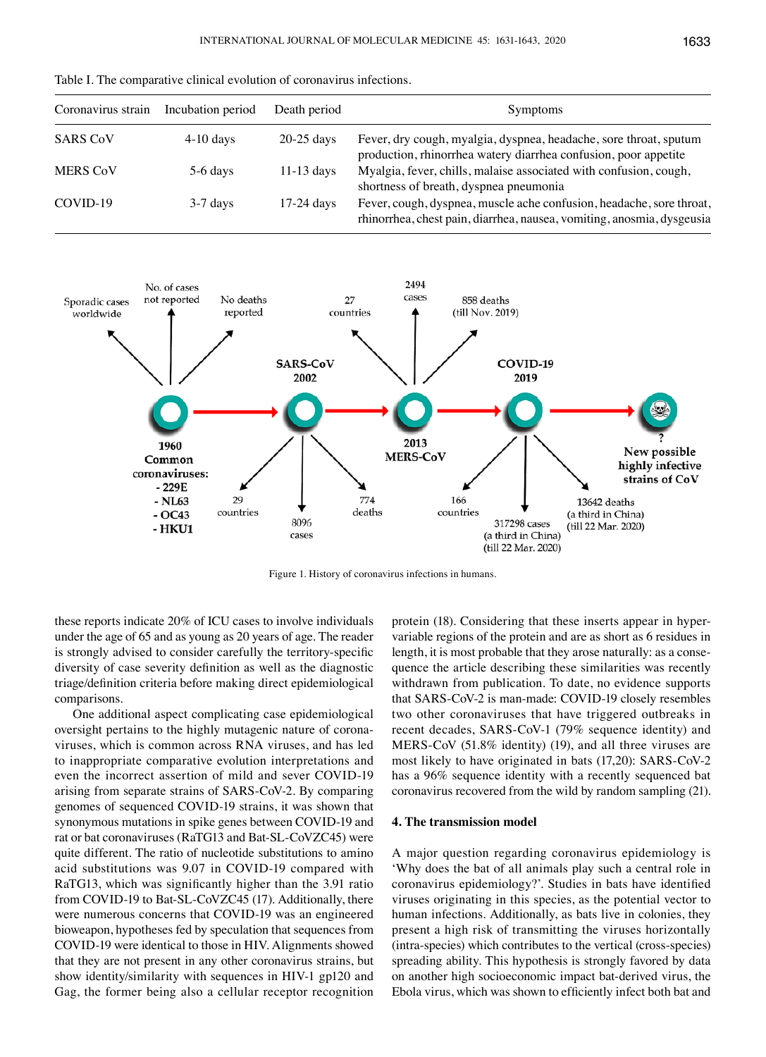Table I. The comparative clinical evolution of coronavirus infections.

| Coronavirus strain | Incubation period | Death period | Symptoms |
|---|---|---|---|
| SARS CoV | 4-10 days | 20-25 days | Fever, dry cough, myalgia, dyspnea, headache, sore throat, sputum production, rhinorrhea watery diarrhea confusion, poor appetite |
| MERS CoV | 5-6 days | 11-13 days | Myalgia, fever, chills, malaise associated with confusion, cough, shortness of breath, dyspnea pneumonia |
| COVID-19 | 3-7 days | 17-24 days | Fever, cough, dyspnea, muscle ache confusion, headache, sore throat, rhinorrhea, chest pain, diarrhea, nausea, vomiting, anosmia, dysgeusia |

Figure 1. History of coronavirus infections in humans.

these reports indicate 20% of ICU cases to involve individuals under the age of 65 and as young as 20 years of age. The reader is strongly advised to consider carefully the territory-specific diversity of case severity definition as well as the diagnostic triage/definition criteria before making direct epidemiological comparisons.

One additional aspect complicating case epidemiological oversight pertains to the highly mutagenic nature of coronaviruses, which is common across RNA viruses, and has led to inappropriate comparative evolution interpretations and even the incorrect assertion of mild and sever COVID-19 arising from separate strains of SARS-CoV-2. By comparing genomes of sequenced COVID-19 strains, it was shown that synonymous mutations in spike genes between COVID-19 and rat or bat coronaviruses (RaTG13 and Bat-SL-CoVZC45) were quite different. The ratio of nucleotide substitutions to amino acid substitutions was 9.07 in COVID-19 compared with RaTG13, which was significantly higher than the 3.91 ratio from COVID-19 to Bat-SL-CoVZC45 (17). Additionally, there were numerous concerns that COVID-19 was an engineered bioweapon, hypotheses fed by speculation that sequences from COVID-19 were identical to those in HIV. Alignments showed that they are not present in any other coronavirus strains, but show identity/similarity with sequences in HIV-1 gp120 and Gag, the former being also a cellular receptor recognition protein (18). Considering that these inserts appear in hypervariable regions of the protein and are as short as 6 residues in length, it is most probable that they arose naturally: as a consequence the article describing these similarities was recently withdrawn from publication. To date, no evidence supports that SARS-CoV-2 is man-made: COVID-19 closely resembles two other coronaviruses that have triggered outbreaks in recent decades, SARS-CoV-1 (79% sequence identity) and MERS-CoV (51.8% identity) (19), and all three viruses are most likely to have originated in bats (17,20): SARS-CoV-2 has a 96% sequence identity with a recently sequenced bat coronavirus recovered from the wild by random sampling (21).

## 4. The transmission model

A major question regarding coronavirus epidemiology is 'Why does the bat of all animals play such a central role in coronavirus epidemiology?'. Studies in bats have identified viruses originating in this species, as the potential vector to human infections. Additionally, as bats live in colonies, they present a high risk of transmitting the viruses horizontally (intra-species) which contributes to the vertical (cross-species) spreading ability. This hypothesis is strongly favored by data on another high socioeconomic impact bat-derived virus, the Ebola virus, which was shown to efficiently infect both bat and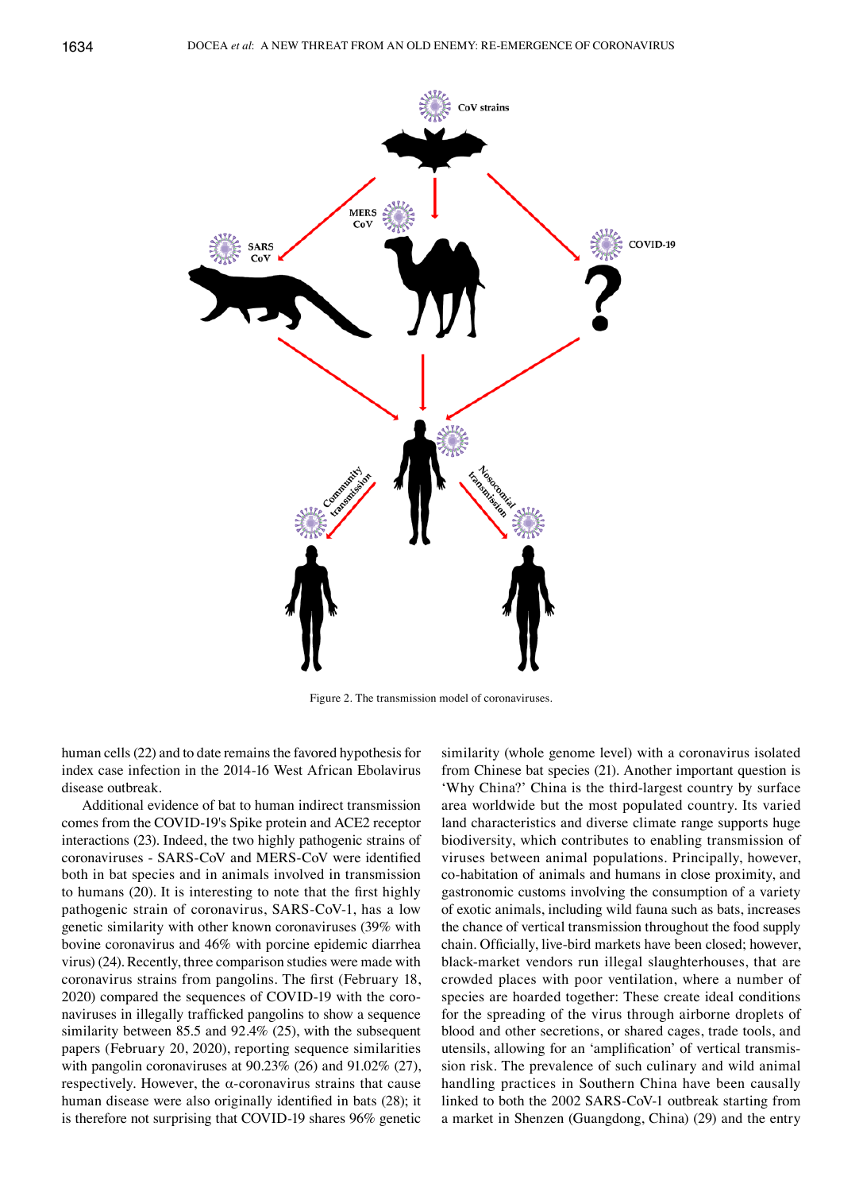Figure 2. The transmission model of coronaviruses.

human cells (22) and to date remains the favored hypothesis for index case infection in the 2014-16 West African Ebolavirus disease outbreak.

Additional evidence of bat to human indirect transmission comes from the COVID-19's Spike protein and ACE2 receptor interactions (23). Indeed, the two highly pathogenic strains of coronaviruses - SARS-CoV and MERS-CoV were identified both in bat species and in animals involved in transmission to humans (20). It is interesting to note that the first highly pathogenic strain of coronavirus, SARS-CoV-1, has a low genetic similarity with other known coronaviruses (39% with bovine coronavirus and 46% with porcine epidemic diarrhea virus) (24). Recently, three comparison studies were made with coronavirus strains from pangolins. The first (February 18, 2020) compared the sequences of COVID-19 with the coronaviruses in illegally trafficked pangolins to show a sequence similarity between 85.5 and 92.4% (25), with the subsequent papers (February 20, 2020), reporting sequence similarities with pangolin coronaviruses at 90.23% (26) and 91.02% (27), respectively. However, the α-coronavirus strains that cause human disease were also originally identified in bats (28); it is therefore not surprising that COVID-19 shares 96% genetic similarity (whole genome level) with a coronavirus isolated from Chinese bat species (21). Another important question is 'Why China?' China is the third-largest country by surface area worldwide but the most populated country. Its varied land characteristics and diverse climate range supports huge biodiversity, which contributes to enabling transmission of viruses between animal populations. Principally, however, co-habitation of animals and humans in close proximity, and gastronomic customs involving the consumption of a variety of exotic animals, including wild fauna such as bats, increases the chance of vertical transmission throughout the food supply chain. Officially, live-bird markets have been closed; however, black-market vendors run illegal slaughterhouses, that are crowded places with poor ventilation, where a number of species are hoarded together: These create ideal conditions for the spreading of the virus through airborne droplets of blood and other secretions, or shared cages, trade tools, and utensils, allowing for an 'amplification' of vertical transmission risk. The prevalence of such culinary and wild animal handling practices in Southern China have been causally linked to both the 2002 SARS-CoV-1 outbreak starting from a market in Shenzen (Guangdong, China) (29) and the entry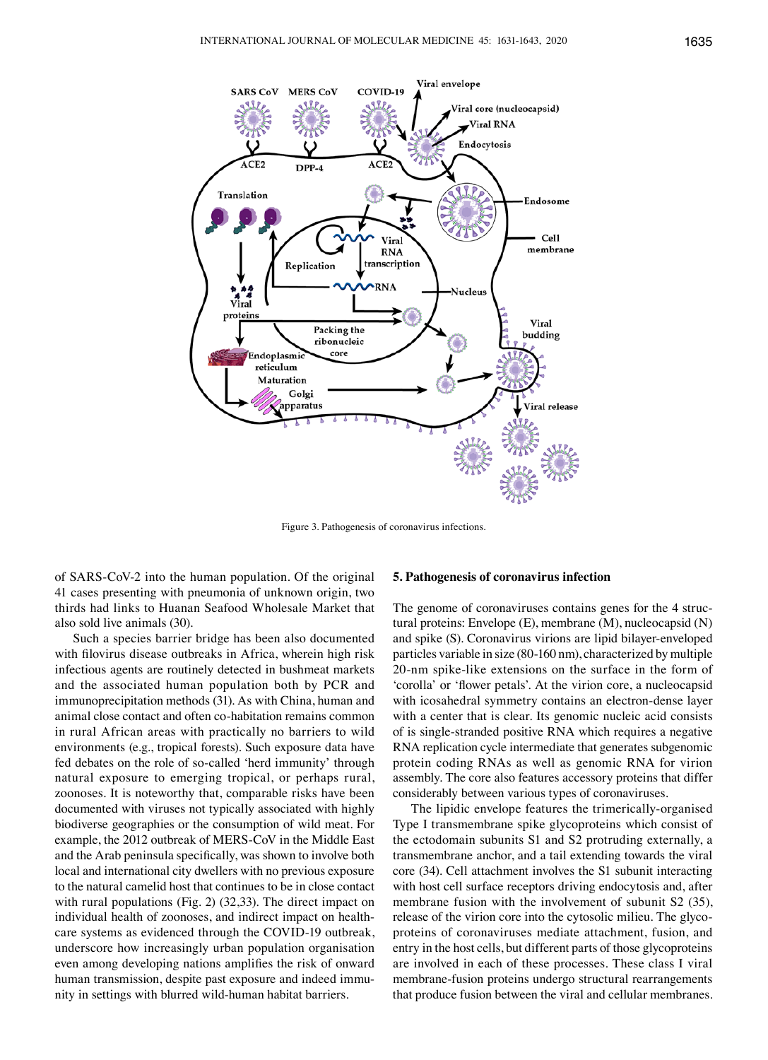Figure 3. Pathogenesis of coronavirus infections.

of SARS-CoV-2 into the human population. Of the original 41 cases presenting with pneumonia of unknown origin, two thirds had links to Huanan Seafood Wholesale Market that also sold live animals (30).

Such a species barrier bridge has been also documented with filovirus disease outbreaks in Africa, wherein high risk infectious agents are routinely detected in bushmeat markets and the associated human population both by PCR and immunoprecipitation methods (31). As with China, human and animal close contact and often co-habitation remains common in rural African areas with practically no barriers to wild environments (e.g., tropical forests). Such exposure data have fed debates on the role of so-called 'herd immunity' through natural exposure to emerging tropical, or perhaps rural, zoonoses. It is noteworthy that, comparable risks have been documented with viruses not typically associated with highly biodiverse geographies or the consumption of wild meat. For example, the 2012 outbreak of MERS-CoV in the Middle East and the Arab peninsula specifically, was shown to involve both local and international city dwellers with no previous exposure to the natural camelid host that continues to be in close contact with rural populations (Fig. 2) (32,33). The direct impact on individual health of zoonoses, and indirect impact on healthcare systems as evidenced through the COVID-19 outbreak, underscore how increasingly urban population organisation even among developing nations amplifies the risk of onward human transmission, despite past exposure and indeed immunity in settings with blurred wild-human habitat barriers.

## 5. Pathogenesis of coronavirus infection

The genome of coronaviruses contains genes for the 4 structural proteins: Envelope (E), membrane (M), nucleocapsid (N) and spike (S). Coronavirus virions are lipid bilayer-enveloped particles variable in size (80-160 nm), characterized by multiple 20-nm spike-like extensions on the surface in the form of 'corolla' or 'flower petals'. At the virion core, a nucleocapsid with icosahedral symmetry contains an electron-dense layer with a center that is clear. Its genomic nucleic acid consists of is single-stranded positive RNA which requires a negative RNA replication cycle intermediate that generates subgenomic protein coding RNAs as well as genomic RNA for virion assembly. The core also features accessory proteins that differ considerably between various types of coronaviruses.

The lipidic envelope features the trimerically-organised Type I transmembrane spike glycoproteins which consist of the ectodomain subunits S1 and S2 protruding externally, a transmembrane anchor, and a tail extending towards the viral core (34). Cell attachment involves the S1 subunit interacting with host cell surface receptors driving endocytosis and, after membrane fusion with the involvement of subunit S2 (35), release of the virion core into the cytosolic milieu. The glycoproteins of coronaviruses mediate attachment, fusion, and entry in the host cells, but different parts of those glycoproteins are involved in each of these processes. These class I viral membrane-fusion proteins undergo structural rearrangements that produce fusion between the viral and cellular membranes.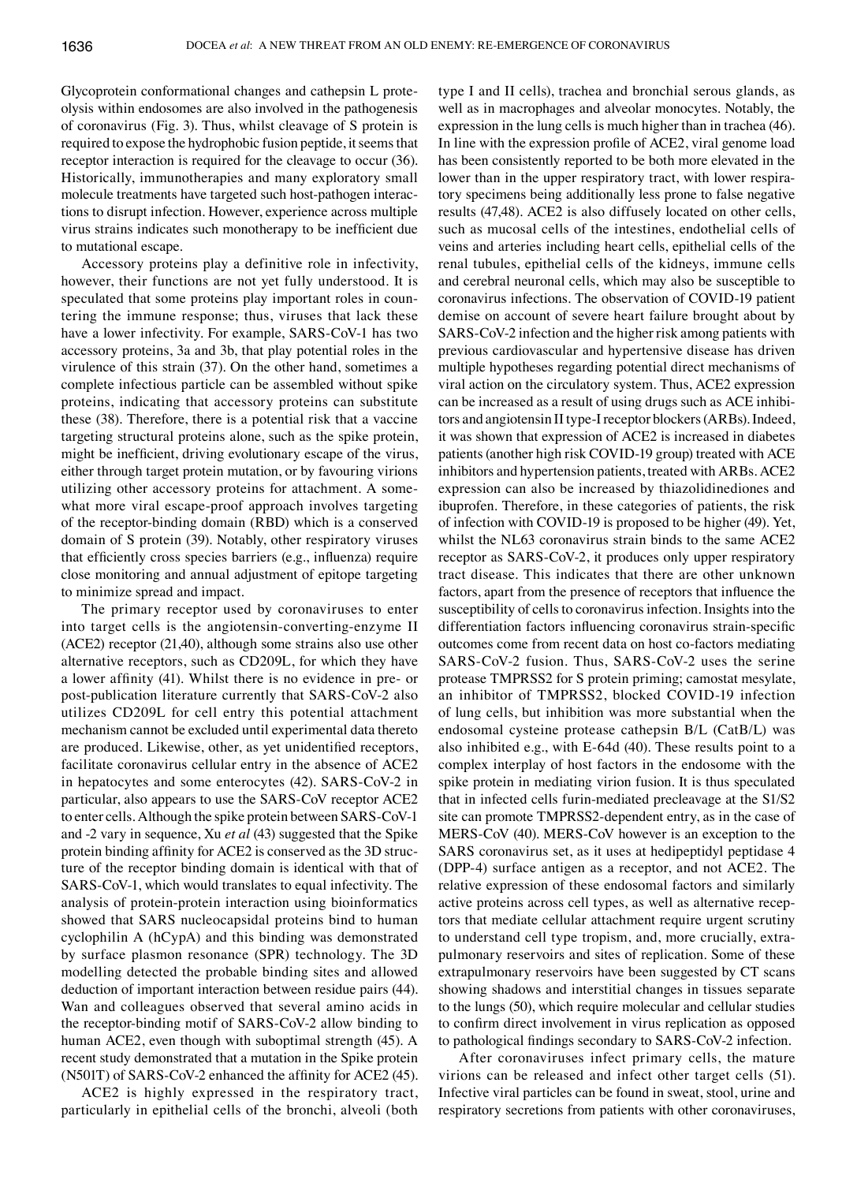Glycoprotein conformational changes and cathepsin L proteolysis within endosomes are also involved in the pathogenesis of coronavirus (Fig. 3). Thus, whilst cleavage of S protein is required to expose the hydrophobic fusion peptide, it seems that receptor interaction is required for the cleavage to occur (36). Historically, immunotherapies and many exploratory small molecule treatments have targeted such host-pathogen interactions to disrupt infection. However, experience across multiple virus strains indicates such monotherapy to be inefficient due to mutational escape.

Accessory proteins play a definitive role in infectivity, however, their functions are not yet fully understood. It is speculated that some proteins play important roles in countering the immune response; thus, viruses that lack these have a lower infectivity. For example, SARS-CoV-1 has two accessory proteins, 3a and 3b, that play potential roles in the virulence of this strain (37). On the other hand, sometimes a complete infectious particle can be assembled without spike proteins, indicating that accessory proteins can substitute these (38). Therefore, there is a potential risk that a vaccine targeting structural proteins alone, such as the spike protein, might be inefficient, driving evolutionary escape of the virus, either through target protein mutation, or by favouring virions utilizing other accessory proteins for attachment. A somewhat more viral escape-proof approach involves targeting of the receptor-binding domain (RBD) which is a conserved domain of S protein (39). Notably, other respiratory viruses that efficiently cross species barriers (e.g., influenza) require close monitoring and annual adjustment of epitope targeting to minimize spread and impact.

The primary receptor used by coronaviruses to enter into target cells is the angiotensin-converting-enzyme II (ACE2) receptor (21,40), although some strains also use other alternative receptors, such as CD209L, for which they have a lower affinity (41). Whilst there is no evidence in pre- or post-publication literature currently that SARS-CoV-2 also utilizes CD209L for cell entry this potential attachment mechanism cannot be excluded until experimental data thereto are produced. Likewise, other, as yet unidentified receptors, facilitate coronavirus cellular entry in the absence of ACE2 in hepatocytes and some enterocytes (42). SARS-CoV-2 in particular, also appears to use the SARS-CoV receptor ACE2 to enter cells. Although the spike protein between SARS-CoV-1 and -2 vary in sequence, Xu *et al* (43) suggested that the Spike protein binding affinity for ACE2 is conserved as the 3D structure of the receptor binding domain is identical with that of SARS-CoV-1, which would translates to equal infectivity. The analysis of protein-protein interaction using bioinformatics showed that SARS nucleocapsidal proteins bind to human cyclophilin A (hCypA) and this binding was demonstrated by surface plasmon resonance (SPR) technology. The 3D modelling detected the probable binding sites and allowed deduction of important interaction between residue pairs (44). Wan and colleagues observed that several amino acids in the receptor-binding motif of SARS-CoV-2 allow binding to human ACE2, even though with suboptimal strength (45). A recent study demonstrated that a mutation in the Spike protein (N501T) of SARS-CoV-2 enhanced the affinity for ACE2 (45).

ACE2 is highly expressed in the respiratory tract, particularly in epithelial cells of the bronchi, alveoli (both type I and II cells), trachea and bronchial serous glands, as well as in macrophages and alveolar monocytes. Notably, the expression in the lung cells is much higher than in trachea (46). In line with the expression profile of ACE2, viral genome load has been consistently reported to be both more elevated in the lower than in the upper respiratory tract, with lower respiratory specimens being additionally less prone to false negative results (47,48). ACE2 is also diffusely located on other cells, such as mucosal cells of the intestines, endothelial cells of veins and arteries including heart cells, epithelial cells of the renal tubules, epithelial cells of the kidneys, immune cells and cerebral neuronal cells, which may also be susceptible to coronavirus infections. The observation of COVID-19 patient demise on account of severe heart failure brought about by SARS-CoV-2 infection and the higher risk among patients with previous cardiovascular and hypertensive disease has driven multiple hypotheses regarding potential direct mechanisms of viral action on the circulatory system. Thus, ACE2 expression can be increased as a result of using drugs such as ACE inhibitors and angiotensin II type-I receptor blockers (ARBs). Indeed, it was shown that expression of ACE2 is increased in diabetes patients (another high risk COVID-19 group) treated with ACE inhibitors and hypertension patients, treated with ARBs. ACE2 expression can also be increased by thiazolidinediones and ibuprofen. Therefore, in these categories of patients, the risk of infection with COVID-19 is proposed to be higher (49). Yet, whilst the NL63 coronavirus strain binds to the same ACE2 receptor as SARS-CoV-2, it produces only upper respiratory tract disease. This indicates that there are other unknown factors, apart from the presence of receptors that influence the susceptibility of cells to coronavirus infection. Insights into the differentiation factors influencing coronavirus strain-specific outcomes come from recent data on host co-factors mediating SARS-CoV-2 fusion. Thus, SARS-CoV-2 uses the serine protease TMPRSS2 for S protein priming; camostat mesylate, an inhibitor of TMPRSS2, blocked COVID-19 infection of lung cells, but inhibition was more substantial when the endosomal cysteine protease cathepsin B/L (CatB/L) was also inhibited e.g., with E-64d (40). These results point to a complex interplay of host factors in the endosome with the spike protein in mediating virion fusion. It is thus speculated that in infected cells furin-mediated precleavage at the S1/S2 site can promote TMPRSS2-dependent entry, as in the case of MERS-CoV (40). MERS-CoV however is an exception to the SARS coronavirus set, as it uses at hedipeptidyl peptidase 4 (DPP-4) surface antigen as a receptor, and not ACE2. The relative expression of these endosomal factors and similarly active proteins across cell types, as well as alternative receptors that mediate cellular attachment require urgent scrutiny to understand cell type tropism, and, more crucially, extrapulmonary reservoirs and sites of replication. Some of these extrapulmonary reservoirs have been suggested by CT scans showing shadows and interstitial changes in tissues separate to the lungs (50), which require molecular and cellular studies to confirm direct involvement in virus replication as opposed to pathological findings secondary to SARS-CoV-2 infection.

After coronaviruses infect primary cells, the mature virions can be released and infect other target cells (51). Infective viral particles can be found in sweat, stool, urine and respiratory secretions from patients with other coronaviruses,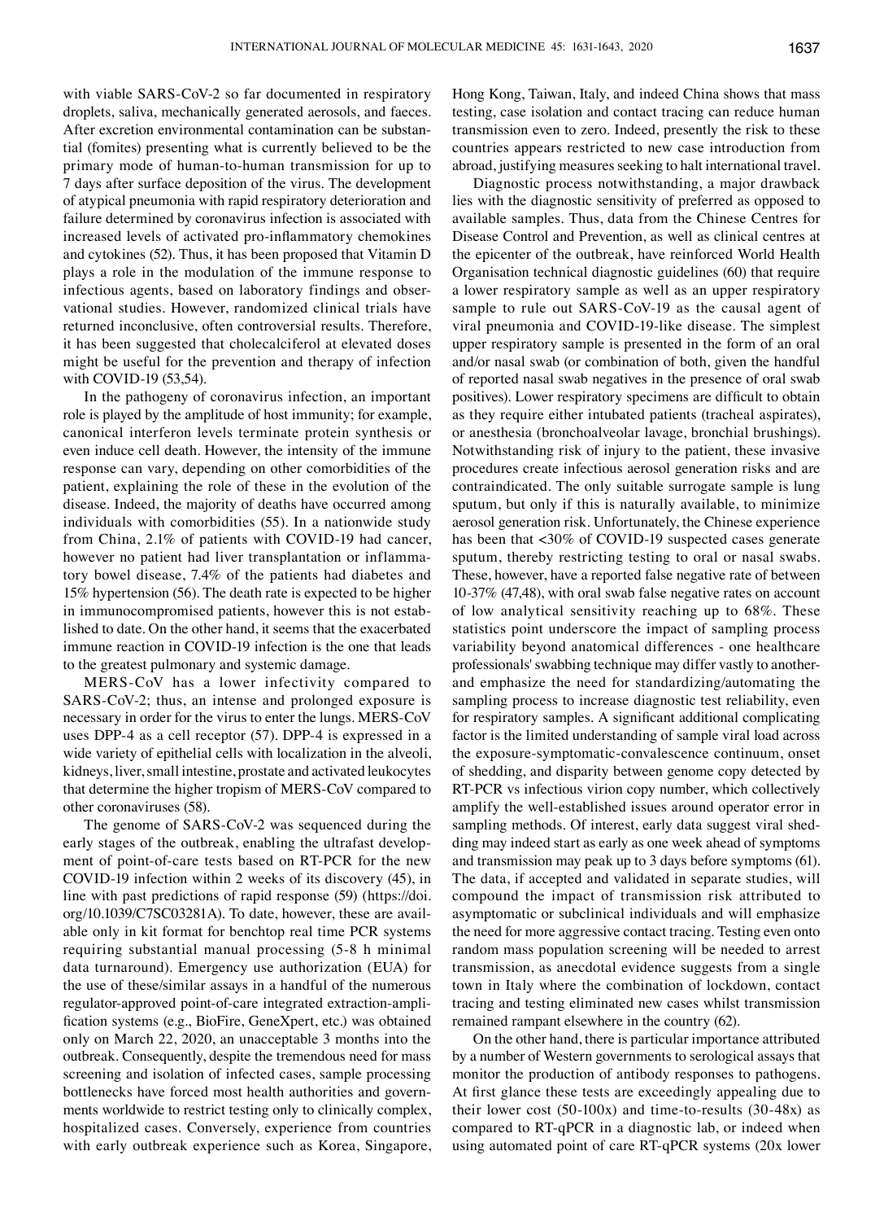with viable SARS-CoV-2 so far documented in respiratory droplets, saliva, mechanically generated aerosols, and faeces. After excretion environmental contamination can be substantial (fomites) presenting what is currently believed to be the primary mode of human-to-human transmission for up to 7 days after surface deposition of the virus. The development of atypical pneumonia with rapid respiratory deterioration and failure determined by coronavirus infection is associated with increased levels of activated pro-inflammatory chemokines and cytokines (52). Thus, it has been proposed that Vitamin D plays a role in the modulation of the immune response to infectious agents, based on laboratory findings and observational studies. However, randomized clinical trials have returned inconclusive, often controversial results. Therefore, it has been suggested that cholecalciferol at elevated doses might be useful for the prevention and therapy of infection with COVID-19 (53,54).

In the pathogeny of coronavirus infection, an important role is played by the amplitude of host immunity; for example, canonical interferon levels terminate protein synthesis or even induce cell death. However, the intensity of the immune response can vary, depending on other comorbidities of the patient, explaining the role of these in the evolution of the disease. Indeed, the majority of deaths have occurred among individuals with comorbidities (55). In a nationwide study from China, 2.1% of patients with COVID-19 had cancer, however no patient had liver transplantation or inflammatory bowel disease, 7.4% of the patients had diabetes and 15% hypertension (56). The death rate is expected to be higher in immunocompromised patients, however this is not established to date. On the other hand, it seems that the exacerbated immune reaction in COVID-19 infection is the one that leads to the greatest pulmonary and systemic damage.

MERS-CoV has a lower infectivity compared to SARS-CoV-2; thus, an intense and prolonged exposure is necessary in order for the virus to enter the lungs. MERS-CoV uses DPP-4 as a cell receptor (57). DPP-4 is expressed in a wide variety of epithelial cells with localization in the alveoli, kidneys, liver, small intestine, prostate and activated leukocytes that determine the higher tropism of MERS-CoV compared to other coronaviruses (58).

The genome of SARS-CoV-2 was sequenced during the early stages of the outbreak, enabling the ultrafast development of point-of-care tests based on RT-PCR for the new COVID-19 infection within 2 weeks of its discovery (45), in line with past predictions of rapid response (59) (https://doi.org/10.1039/C7SC03281A). To date, however, these are available only in kit format for benchtop real time PCR systems requiring substantial manual processing (5-8 h minimal data turnaround). Emergency use authorization (EUA) for the use of these/similar assays in a handful of the numerous regulator-approved point-of-care integrated extraction-amplification systems (e.g., BioFire, GeneXpert, etc.) was obtained only on March 22, 2020, an unacceptable 3 months into the outbreak. Consequently, despite the tremendous need for mass screening and isolation of infected cases, sample processing bottlenecks have forced most health authorities and governments worldwide to restrict testing only to clinically complex, hospitalized cases. Conversely, experience from countries with early outbreak experience such as Korea, Singapore, Hong Kong, Taiwan, Italy, and indeed China shows that mass testing, case isolation and contact tracing can reduce human transmission even to zero. Indeed, presently the risk to these countries appears restricted to new case introduction from abroad, justifying measures seeking to halt international travel.

Diagnostic process notwithstanding, a major drawback lies with the diagnostic sensitivity of preferred as opposed to available samples. Thus, data from the Chinese Centres for Disease Control and Prevention, as well as clinical centres at the epicenter of the outbreak, have reinforced World Health Organisation technical diagnostic guidelines (60) that require a lower respiratory sample as well as an upper respiratory sample to rule out SARS-CoV-19 as the causal agent of viral pneumonia and COVID-19-like disease. The simplest upper respiratory sample is presented in the form of an oral and/or nasal swab (or combination of both, given the handful of reported nasal swab negatives in the presence of oral swab positives). Lower respiratory specimens are difficult to obtain as they require either intubated patients (tracheal aspirates), or anesthesia (bronchoalveolar lavage, bronchial brushings). Notwithstanding risk of injury to the patient, these invasive procedures create infectious aerosol generation risks and are contraindicated. The only suitable surrogate sample is lung sputum, but only if this is naturally available, to minimize aerosol generation risk. Unfortunately, the Chinese experience has been that <30% of COVID-19 suspected cases generate sputum, thereby restricting testing to oral or nasal swabs. These, however, have a reported false negative rate of between 10-37% (47,48), with oral swab false negative rates on account of low analytical sensitivity reaching up to 68%. These statistics point underscore the impact of sampling process variability beyond anatomical differences - one healthcare professionals' swabbing technique may differ vastly to another-and emphasize the need for standardizing/automating the sampling process to increase diagnostic test reliability, even for respiratory samples. A significant additional complicating factor is the limited understanding of sample viral load across the exposure-symptomatic-convalescence continuum, onset of shedding, and disparity between genome copy detected by RT-PCR vs infectious virion copy number, which collectively amplify the well-established issues around operator error in sampling methods. Of interest, early data suggest viral shedding may indeed start as early as one week ahead of symptoms and transmission may peak up to 3 days before symptoms (61). The data, if accepted and validated in separate studies, will compound the impact of transmission risk attributed to asymptomatic or subclinical individuals and will emphasize the need for more aggressive contact tracing. Testing even onto random mass population screening will be needed to arrest transmission, as anecdotal evidence suggests from a single town in Italy where the combination of lockdown, contact tracing and testing eliminated new cases whilst transmission remained rampant elsewhere in the country (62).

On the other hand, there is particular importance attributed by a number of Western governments to serological assays that monitor the production of antibody responses to pathogens. At first glance these tests are exceedingly appealing due to their lower cost (50-100x) and time-to-results (30-48x) as compared to RT-qPCR in a diagnostic lab, or indeed when using automated point of care RT-qPCR systems (20x lower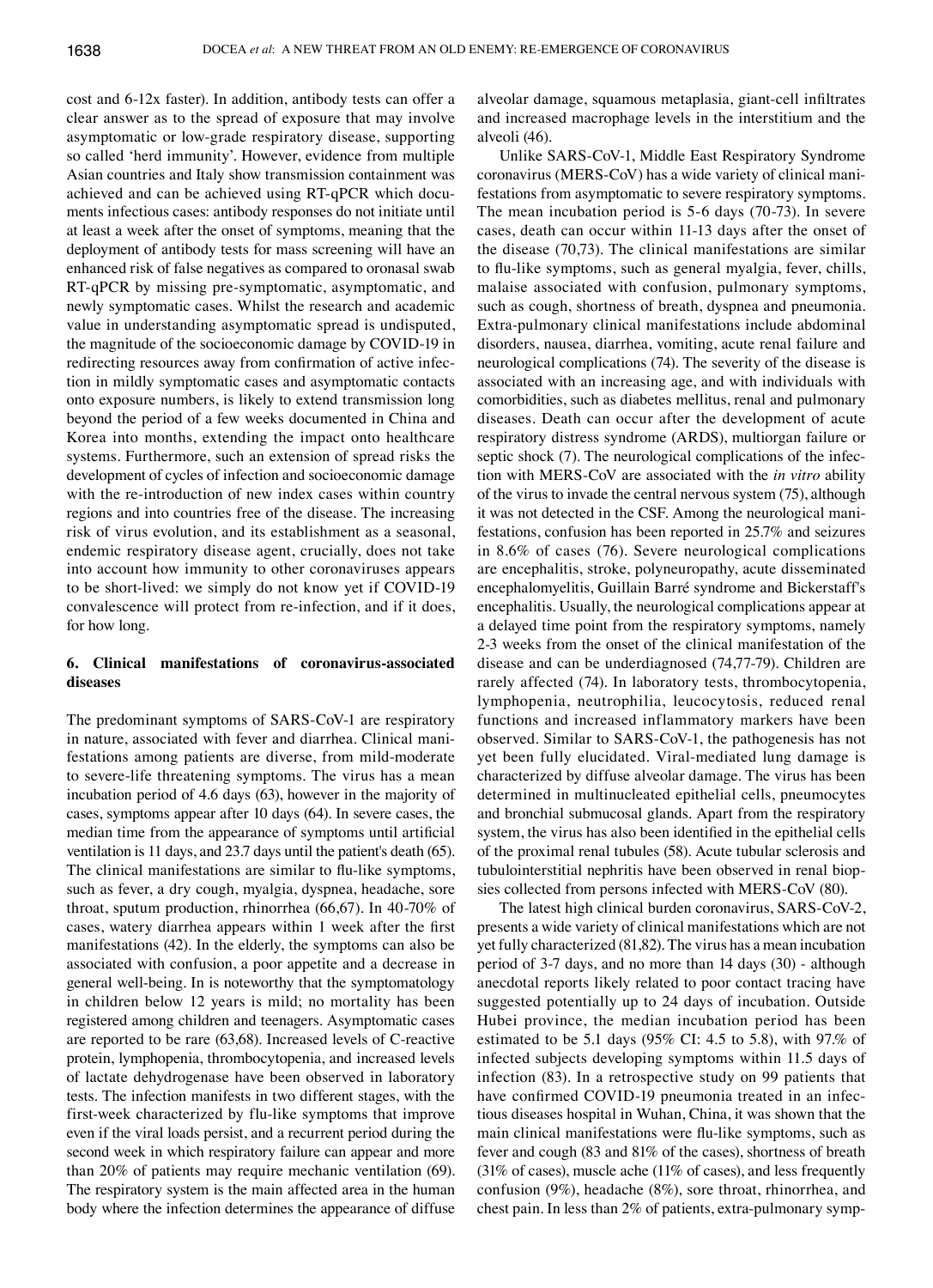cost and 6-12x faster). In addition, antibody tests can offer a clear answer as to the spread of exposure that may involve asymptomatic or low-grade respiratory disease, supporting so called 'herd immunity'. However, evidence from multiple Asian countries and Italy show transmission containment was achieved and can be achieved using RT-qPCR which documents infectious cases: antibody responses do not initiate until at least a week after the onset of symptoms, meaning that the deployment of antibody tests for mass screening will have an enhanced risk of false negatives as compared to oronasal swab RT-qPCR by missing pre-symptomatic, asymptomatic, and newly symptomatic cases. Whilst the research and academic value in understanding asymptomatic spread is undisputed, the magnitude of the socioeconomic damage by COVID-19 in redirecting resources away from confirmation of active infection in mildly symptomatic cases and asymptomatic contacts onto exposure numbers, is likely to extend transmission long beyond the period of a few weeks documented in China and Korea into months, extending the impact onto healthcare systems. Furthermore, such an extension of spread risks the development of cycles of infection and socioeconomic damage with the re-introduction of new index cases within country regions and into countries free of the disease. The increasing risk of virus evolution, and its establishment as a seasonal, endemic respiratory disease agent, crucially, does not take into account how immunity to other coronaviruses appears to be short-lived: we simply do not know yet if COVID-19 convalescence will protect from re-infection, and if it does, for how long.

## 6. Clinical manifestations of coronavirus-associated diseases

The predominant symptoms of SARS-CoV-1 are respiratory in nature, associated with fever and diarrhea. Clinical manifestations among patients are diverse, from mild-moderate to severe-life threatening symptoms. The virus has a mean incubation period of 4.6 days (63), however in the majority of cases, symptoms appear after 10 days (64). In severe cases, the median time from the appearance of symptoms until artificial ventilation is 11 days, and 23.7 days until the patient's death (65). The clinical manifestations are similar to flu-like symptoms, such as fever, a dry cough, myalgia, dyspnea, headache, sore throat, sputum production, rhinorrhea (66,67). In 40-70% of cases, watery diarrhea appears within 1 week after the first manifestations (42). In the elderly, the symptoms can also be associated with confusion, a poor appetite and a decrease in general well-being. In is noteworthy that the symptomatology in children below 12 years is mild; no mortality has been registered among children and teenagers. Asymptomatic cases are reported to be rare (63,68). Increased levels of C-reactive protein, lymphopenia, thrombocytopenia, and increased levels of lactate dehydrogenase have been observed in laboratory tests. The infection manifests in two different stages, with the first-week characterized by flu-like symptoms that improve even if the viral loads persist, and a recurrent period during the second week in which respiratory failure can appear and more than 20% of patients may require mechanic ventilation (69). The respiratory system is the main affected area in the human body where the infection determines the appearance of diffuse alveolar damage, squamous metaplasia, giant-cell infiltrates and increased macrophage levels in the interstitium and the alveoli (46).

Unlike SARS-CoV-1, Middle East Respiratory Syndrome coronavirus (MERS-CoV) has a wide variety of clinical manifestations from asymptomatic to severe respiratory symptoms. The mean incubation period is 5-6 days (70-73). In severe cases, death can occur within 11-13 days after the onset of the disease (70,73). The clinical manifestations are similar to flu-like symptoms, such as general myalgia, fever, chills, malaise associated with confusion, pulmonary symptoms, such as cough, shortness of breath, dyspnea and pneumonia. Extra-pulmonary clinical manifestations include abdominal disorders, nausea, diarrhea, vomiting, acute renal failure and neurological complications (74). The severity of the disease is associated with an increasing age, and with individuals with comorbidities, such as diabetes mellitus, renal and pulmonary diseases. Death can occur after the development of acute respiratory distress syndrome (ARDS), multiorgan failure or septic shock (7). The neurological complications of the infection with MERS-CoV are associated with the *in vitro* ability of the virus to invade the central nervous system (75), although it was not detected in the CSF. Among the neurological manifestations, confusion has been reported in 25.7% and seizures in 8.6% of cases (76). Severe neurological complications are encephalitis, stroke, polyneuropathy, acute disseminated encephalomyelitis, Guillain Barré syndrome and Bickerstaff's encephalitis. Usually, the neurological complications appear at a delayed time point from the respiratory symptoms, namely 2-3 weeks from the onset of the clinical manifestation of the disease and can be underdiagnosed (74,77-79). Children are rarely affected (74). In laboratory tests, thrombocytopenia, lymphopenia, neutrophilia, leucocytosis, reduced renal functions and increased inflammatory markers have been observed. Similar to SARS-CoV-1, the pathogenesis has not yet been fully elucidated. Viral-mediated lung damage is characterized by diffuse alveolar damage. The virus has been determined in multinucleated epithelial cells, pneumocytes and bronchial submucosal glands. Apart from the respiratory system, the virus has also been identified in the epithelial cells of the proximal renal tubules (58). Acute tubular sclerosis and tubulointerstitial nephritis have been observed in renal biopsies collected from persons infected with MERS-CoV (80).

The latest high clinical burden coronavirus, SARS-CoV-2, presents a wide variety of clinical manifestations which are not yet fully characterized (81,82). The virus has a mean incubation period of 3-7 days, and no more than 14 days (30) - although anecdotal reports likely related to poor contact tracing have suggested potentially up to 24 days of incubation. Outside Hubei province, the median incubation period has been estimated to be 5.1 days (95% CI: 4.5 to 5.8), with 97.% of infected subjects developing symptoms within 11.5 days of infection (83). In a retrospective study on 99 patients that have confirmed COVID-19 pneumonia treated in an infectious diseases hospital in Wuhan, China, it was shown that the main clinical manifestations were flu-like symptoms, such as fever and cough (83 and 81% of the cases), shortness of breath (31% of cases), muscle ache (11% of cases), and less frequently confusion (9%), headache (8%), sore throat, rhinorrhea, and chest pain. In less than 2% of patients, extra-pulmonary symp-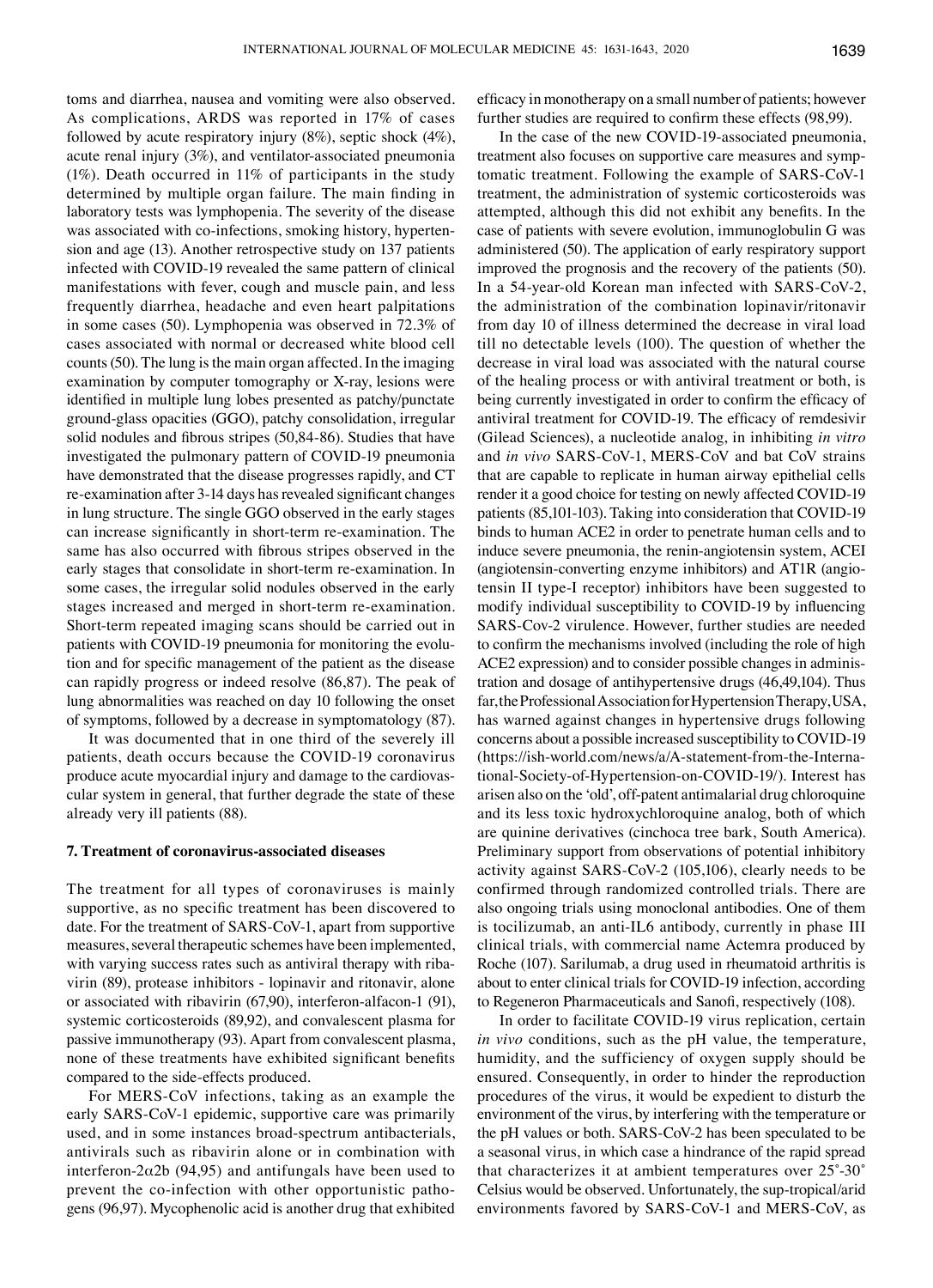toms and diarrhea, nausea and vomiting were also observed. As complications, ARDS was reported in 17% of cases followed by acute respiratory injury (8%), septic shock (4%), acute renal injury (3%), and ventilator-associated pneumonia (1%). Death occurred in 11% of participants in the study determined by multiple organ failure. The main finding in laboratory tests was lymphopenia. The severity of the disease was associated with co-infections, smoking history, hypertension and age (13). Another retrospective study on 137 patients infected with COVID-19 revealed the same pattern of clinical manifestations with fever, cough and muscle pain, and less frequently diarrhea, headache and even heart palpitations in some cases (50). Lymphopenia was observed in 72.3% of cases associated with normal or decreased white blood cell counts (50). The lung is the main organ affected. In the imaging examination by computer tomography or X-ray, lesions were identified in multiple lung lobes presented as patchy/punctate ground-glass opacities (GGO), patchy consolidation, irregular solid nodules and fibrous stripes (50,84-86). Studies that have investigated the pulmonary pattern of COVID-19 pneumonia have demonstrated that the disease progresses rapidly, and CT re-examination after 3-14 days has revealed significant changes in lung structure. The single GGO observed in the early stages can increase significantly in short-term re-examination. The same has also occurred with fibrous stripes observed in the early stages that consolidate in short-term re-examination. In some cases, the irregular solid nodules observed in the early stages increased and merged in short-term re-examination. Short-term repeated imaging scans should be carried out in patients with COVID-19 pneumonia for monitoring the evolution and for specific management of the patient as the disease can rapidly progress or indeed resolve (86,87). The peak of lung abnormalities was reached on day 10 following the onset of symptoms, followed by a decrease in symptomatology (87).

It was documented that in one third of the severely ill patients, death occurs because the COVID-19 coronavirus produce acute myocardial injury and damage to the cardiovascular system in general, that further degrade the state of these already very ill patients (88).

## 7. Treatment of coronavirus-associated diseases

The treatment for all types of coronaviruses is mainly supportive, as no specific treatment has been discovered to date. For the treatment of SARS-CoV-1, apart from supportive measures, several therapeutic schemes have been implemented, with varying success rates such as antiviral therapy with ribavirin (89), protease inhibitors - lopinavir and ritonavir, alone or associated with ribavirin (67,90), interferon-alfacon-1 (91), systemic corticosteroids (89,92), and convalescent plasma for passive immunotherapy (93). Apart from convalescent plasma, none of these treatments have exhibited significant benefits compared to the side-effects produced.

For MERS-CoV infections, taking as an example the early SARS-CoV-1 epidemic, supportive care was primarily used, and in some instances broad-spectrum antibacterials, antivirals such as ribavirin alone or in combination with interferon-2$\alpha$2b (94,95) and antifungals have been used to prevent the co-infection with other opportunistic pathogens (96,97). Mycophenolic acid is another drug that exhibited efficacy in monotherapy on a small number of patients; however further studies are required to confirm these effects (98,99).

In the case of the new COVID-19-associated pneumonia, treatment also focuses on supportive care measures and symptomatic treatment. Following the example of SARS-CoV-1 treatment, the administration of systemic corticosteroids was attempted, although this did not exhibit any benefits. In the case of patients with severe evolution, immunoglobulin G was administered (50). The application of early respiratory support improved the prognosis and the recovery of the patients (50). In a 54-year-old Korean man infected with SARS-CoV-2, the administration of the combination lopinavir/ritonavir from day 10 of illness determined the decrease in viral load till no detectable levels (100). The question of whether the decrease in viral load was associated with the natural course of the healing process or with antiviral treatment or both, is being currently investigated in order to confirm the efficacy of antiviral treatment for COVID-19. The efficacy of remdesivir (Gilead Sciences), a nucleotide analog, in inhibiting *in vitro* and *in vivo* SARS-CoV-1, MERS-CoV and bat CoV strains that are capable to replicate in human airway epithelial cells render it a good choice for testing on newly affected COVID-19 patients (85,101-103). Taking into consideration that COVID-19 binds to human ACE2 in order to penetrate human cells and to induce severe pneumonia, the renin-angiotensin system, ACEI (angiotensin-converting enzyme inhibitors) and AT1R (angiotensin II type-I receptor) inhibitors have been suggested to modify individual susceptibility to COVID-19 by influencing SARS-Cov-2 virulence. However, further studies are needed to confirm the mechanisms involved (including the role of high ACE2 expression) and to consider possible changes in administration and dosage of antihypertensive drugs (46,49,104). Thus far, the Professional Association for Hypertension Therapy, USA, has warned against changes in hypertensive drugs following concerns about a possible increased susceptibility to COVID-19 (https://ish-world.com/news/a/A-statement-from-the-International-Society-of-Hypertension-on-COVID-19/). Interest has arisen also on the 'old', off-patent antimalarial drug chloroquine and its less toxic hydroxychloroquine analog, both of which are quinine derivatives (cinchoca tree bark, South America). Preliminary support from observations of potential inhibitory activity against SARS-CoV-2 (105,106), clearly needs to be confirmed through randomized controlled trials. There are also ongoing trials using monoclonal antibodies. One of them is tocilizumab, an anti-IL6 antibody, currently in phase III clinical trials, with commercial name Actemra produced by Roche (107). Sarilumab, a drug used in rheumatoid arthritis is about to enter clinical trials for COVID-19 infection, according to Regeneron Pharmaceuticals and Sanofi, respectively (108).

In order to facilitate COVID-19 virus replication, certain *in vivo* conditions, such as the pH value, the temperature, humidity, and the sufficiency of oxygen supply should be ensured. Consequently, in order to hinder the reproduction procedures of the virus, it would be expedient to disturb the environment of the virus, by interfering with the temperature or the pH values or both. SARS-CoV-2 has been speculated to be a seasonal virus, in which case a hindrance of the rapid spread that characterizes it at ambient temperatures over 25˚-30˚ Celsius would be observed. Unfortunately, the sup-tropical/arid environments favored by SARS-CoV-1 and MERS-CoV, as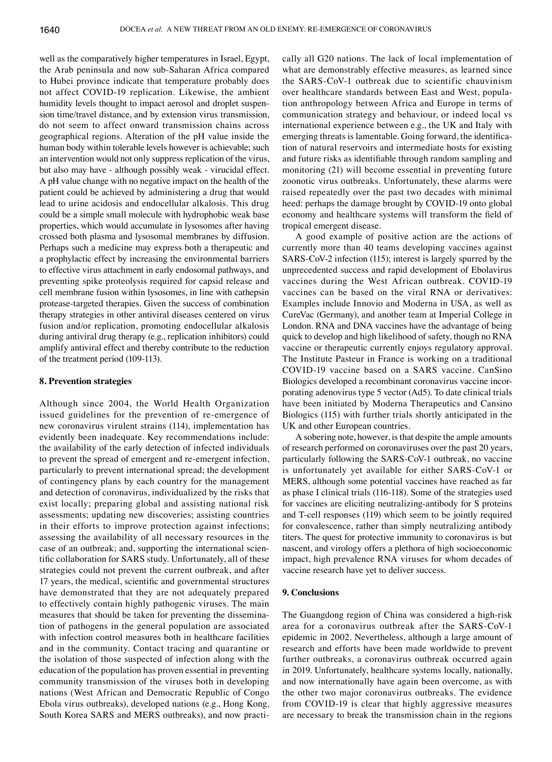well as the comparatively higher temperatures in Israel, Egypt, the Arab peninsula and now sub-Saharan Africa compared to Hubei province indicate that temperature probably does not affect COVID-19 replication. Likewise, the ambient humidity levels thought to impact aerosol and droplet suspension time/travel distance, and by extension virus transmission, do not seem to affect onward transmission chains across geographical regions. Alteration of the pH value inside the human body within tolerable levels however is achievable; such an intervention would not only suppress replication of the virus, but also may have - although possibly weak - virucidal effect. A pH value change with no negative impact on the health of the patient could be achieved by administering a drug that would lead to urine acidosis and endocellular alkalosis. This drug could be a simple small molecule with hydrophobic weak base properties, which would accumulate in lysosomes after having crossed both plasma and lysosomal membranes by diffusion. Perhaps such a medicine may express both a therapeutic and a prophylactic effect by increasing the environmental barriers to effective virus attachment in early endosomal pathways, and preventing spike proteolysis required for capsid release and cell membrane fusion within lysosomes, in line with cathepsin protease-targeted therapies. Given the success of combination therapy strategies in other antiviral diseases centered on virus fusion and/or replication, promoting endocellular alkalosis during antiviral drug therapy (e.g., replication inhibitors) could amplify antiviral effect and thereby contribute to the reduction of the treatment period (109-113).

## 8. Prevention strategies

Although since 2004, the World Health Organization issued guidelines for the prevention of re-emergence of new coronavirus virulent strains (114), implementation has evidently been inadequate. Key recommendations include: the availability of the early detection of infected individuals to prevent the spread of emergent and re-emergent infection, particularly to prevent international spread; the development of contingency plans by each country for the management and detection of coronavirus, individualized by the risks that exist locally; preparing global and assisting national risk assessments; updating new discoveries; assisting countries in their efforts to improve protection against infections; assessing the availability of all necessary resources in the case of an outbreak; and, supporting the international scientific collaboration for SARS study. Unfortunately, all of these strategies could not prevent the current outbreak, and after 17 years, the medical, scientific and governmental structures have demonstrated that they are not adequately prepared to effectively contain highly pathogenic viruses. The main measures that should be taken for preventing the dissemination of pathogens in the general population are associated with infection control measures both in healthcare facilities and in the community. Contact tracing and quarantine or the isolation of those suspected of infection along with the education of the population has proven essential in preventing community transmission of the viruses both in developing nations (West African and Democratic Republic of Congo Ebola virus outbreaks), developed nations (e.g., Hong Kong, South Korea SARS and MERS outbreaks), and now practically all G20 nations. The lack of local implementation of what are demonstrably effective measures, as learned since the SARS-CoV-1 outbreak due to scientific chauvinism over healthcare standards between East and West, population anthropology between Africa and Europe in terms of communication strategy and behaviour, or indeed local vs international experience between e.g., the UK and Italy with emerging threats is lamentable. Going forward, the identification of natural reservoirs and intermediate hosts for existing and future risks as identifiable through random sampling and monitoring (21) will become essential in preventing future zoonotic virus outbreaks. Unfortunately, these alarms were raised repeatedly over the past two decades with minimal heed: perhaps the damage brought by COVID-19 onto global economy and healthcare systems will transform the field of tropical emergent disease.

A good example of positive action are the actions of currently more than 40 teams developing vaccines against SARS-CoV-2 infection (115); interest is largely spurred by the unprecedented success and rapid development of Ebolavirus vaccines during the West African outbreak. COVID-19 vaccines can be based on the viral RNA or derivatives: Examples include Innovio and Moderna in USA, as well as CureVac (Germany), and another team at Imperial College in London. RNA and DNA vaccines have the advantage of being quick to develop and high likelihood of safety, though no RNA vaccine or therapeutic currently enjoys regulatory approval. The Institute Pasteur in France is working on a traditional COVID-19 vaccine based on a SARS vaccine. CanSino Biologics developed a recombinant coronavirus vaccine incorporating adenovirus type 5 vector (Ad5). To date clinical trials have been initiated by Moderna Therapeutics and Cansino Biologics (115) with further trials shortly anticipated in the UK and other European countries.

A sobering note, however, is that despite the ample amounts of research performed on coronaviruses over the past 20 years, particularly following the SARS-CoV-1 outbreak, no vaccine is unfortunately yet available for either SARS-CoV-1 or MERS, although some potential vaccines have reached as far as phase I clinical trials (116-118). Some of the strategies used for vaccines are eliciting neutralizing-antibody for S proteins and T-cell responses (119) which seem to be jointly required for convalescence, rather than simply neutralizing antibody titers. The quest for protective immunity to coronavirus is but nascent, and virology offers a plethora of high socioeconomic impact, high prevalence RNA viruses for whom decades of vaccine research have yet to deliver success.

## 9. Conclusions

The Guangdong region of China was considered a high-risk area for a coronavirus outbreak after the SARS-CoV-1 epidemic in 2002. Nevertheless, although a large amount of research and efforts have been made worldwide to prevent further outbreaks, a coronavirus outbreak occurred again in 2019. Unfortunately, healthcare systems locally, nationally, and now internationally have again been overcome, as with the other two major coronavirus outbreaks. The evidence from COVID-19 is clear that highly aggressive measures are necessary to break the transmission chain in the regions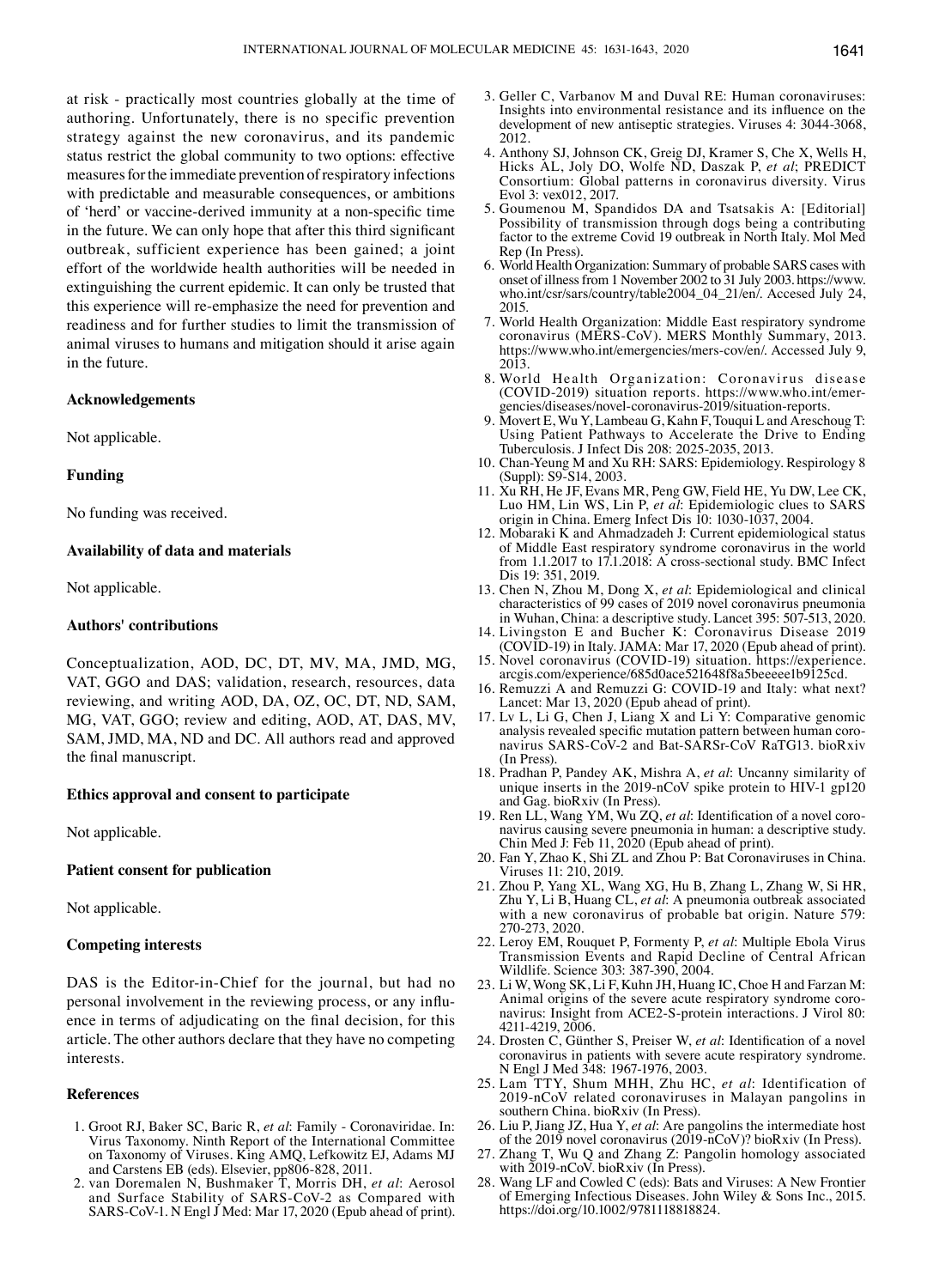at risk - practically most countries globally at the time of authoring. Unfortunately, there is no specific prevention strategy against the new coronavirus, and its pandemic status restrict the global community to two options: effective measures for the immediate prevention of respiratory infections with predictable and measurable consequences, or ambitions of 'herd' or vaccine-derived immunity at a non-specific time in the future. We can only hope that after this third significant outbreak, sufficient experience has been gained; a joint effort of the worldwide health authorities will be needed in extinguishing the current epidemic. It can only be trusted that this experience will re-emphasize the need for prevention and readiness and for further studies to limit the transmission of animal viruses to humans and mitigation should it arise again in the future.

## Acknowledgements

Not applicable.

## Funding

No funding was received.

## Availability of data and materials

Not applicable.

## Authors' contributions

Conceptualization, AOD, DC, DT, MV, MA, JMD, MG, VAT, GGO and DAS; validation, research, resources, data reviewing, and writing AOD, DA, OZ, OC, DT, ND, SAM, MG, VAT, GGO; review and editing, AOD, AT, DAS, MV, SAM, JMD, MA, ND and DC. All authors read and approved the final manuscript.

## Ethics approval and consent to participate

Not applicable.

## Patient consent for publication

Not applicable.

## Competing interests

DAS is the Editor-in-Chief for the journal, but had no personal involvement in the reviewing process, or any influence in terms of adjudicating on the final decision, for this article. The other authors declare that they have no competing interests.

## References

1. Groot RJ, Baker SC, Baric R, *et al*: Family - Coronaviridae. In: Virus Taxonomy. Ninth Report of the International Committee on Taxonomy of Viruses. King AMQ, Lefkowitz EJ, Adams MJ and Carstens EB (eds). Elsevier, pp806-828, 2011.
2. van Doremalen N, Bushmaker T, Morris DH, *et al*: Aerosol and Surface Stability of SARS-CoV-2 as Compared with SARS-CoV-1. N Engl J Med: Mar 17, 2020 (Epub ahead of print).
3. Geller C, Varbanov M and Duval RE: Human coronaviruses: Insights into environmental resistance and its influence on the development of new antiseptic strategies. Viruses 4: 3044-3068, 2012.
4. Anthony SJ, Johnson CK, Greig DJ, Kramer S, Che X, Wells H, Hicks AL, Joly DO, Wolfe ND, Daszak P, *et al*; PREDICT Consortium: Global patterns in coronavirus diversity. Virus Evol 3: vex012, 2017.
5. Goumenou M, Spandidos DA and Tsatsakis A: [Editorial] Possibility of transmission through dogs being a contributing factor to the extreme Covid 19 outbreak in North Italy. Mol Med Rep (In Press).
6. World Health Organization: Summary of probable SARS cases with onset of illness from 1 November 2002 to 31 July 2003. https://www.who.int/csr/sars/country/table2004_04_21/en/. Accesed July 24, 2015.
7. World Health Organization: Middle East respiratory syndrome coronavirus (MERS-CoV). MERS Monthly Summary, 2013. https://www.who.int/emergencies/mers-cov/en/. Accessed July 9, 2013.
8. World Health Organization: Coronavirus disease (COVID-2019) situation reports. https://www.who.int/emergencies/diseases/novel-coronavirus-2019/situation-reports.
9. Movert E, Wu Y, Lambeau G, Kahn F, Touqui L and Areschoug T: Using Patient Pathways to Accelerate the Drive to Ending Tuberculosis. J Infect Dis 208: 2025-2035, 2013.
10. Chan-Yeung M and Xu RH: SARS: Epidemiology. Respirology 8 (Suppl): S9-S14, 2003.
11. Xu RH, He JF, Evans MR, Peng GW, Field HE, Yu DW, Lee CK, Luo HM, Lin WS, Lin P, *et al*: Epidemiologic clues to SARS origin in China. Emerg Infect Dis 10: 1030-1037, 2004.
12. Mobaraki K and Ahmadzadeh J: Current epidemiological status of Middle East respiratory syndrome coronavirus in the world from 1.1.2017 to 17.1.2018: A cross-sectional study. BMC Infect Dis 19: 351, 2019.
13. Chen N, Zhou M, Dong X, *et al*: Epidemiological and clinical characteristics of 99 cases of 2019 novel coronavirus pneumonia in Wuhan, China: a descriptive study. Lancet 395: 507-513, 2020.
14. Livingston E and Bucher K: Coronavirus Disease 2019 (COVID-19) in Italy. JAMA: Mar 17, 2020 (Epub ahead of print).
15. Novel coronavirus (COVID-19) situation. https://experience.arcgis.com/experience/685d0ace521648f8a5beeeee1b9125cd.
16. Remuzzi A and Remuzzi G: COVID-19 and Italy: what next? Lancet: Mar 13, 2020 (Epub ahead of print).
17. Lv L, Li G, Chen J, Liang X and Li Y: Comparative genomic analysis revealed specific mutation pattern between human coronavirus SARS-CoV-2 and Bat-SARSr-CoV RaTG13. bioRxiv (In Press).
18. Pradhan P, Pandey AK, Mishra A, *et al*: Uncanny similarity of unique inserts in the 2019-nCoV spike protein to HIV-1 gp120 and Gag. bioRxiv (In Press).
19. Ren LL, Wang YM, Wu ZQ, *et al*: Identification of a novel coronavirus causing severe pneumonia in human: a descriptive study. Chin Med J: Feb 11, 2020 (Epub ahead of print).
20. Fan Y, Zhao K, Shi ZL and Zhou P: Bat Coronaviruses in China. Viruses 11: 210, 2019.
21. Zhou P, Yang XL, Wang XG, Hu B, Zhang L, Zhang W, Si HR, Zhu Y, Li B, Huang CL, *et al*: A pneumonia outbreak associated with a new coronavirus of probable bat origin. Nature 579: 270-273, 2020.
22. Leroy EM, Rouquet P, Formenty P, *et al*: Multiple Ebola Virus Transmission Events and Rapid Decline of Central African Wildlife. Science 303: 387-390, 2004.
23. Li W, Wong SK, Li F, Kuhn JH, Huang IC, Choe H and Farzan M: Animal origins of the severe acute respiratory syndrome coronavirus: Insight from ACE2-S-protein interactions. J Virol 80: 4211-4219, 2006.
24. Drosten C, Günther S, Preiser W, *et al*: Identification of a novel coronavirus in patients with severe acute respiratory syndrome. N Engl J Med 348: 1967-1976, 2003.
25. Lam TTY, Shum MHH, Zhu HC, *et al*: Identification of 2019-nCoV related coronaviruses in Malayan pangolins in southern China. bioRxiv (In Press).
26. Liu P, Jiang JZ, Hua Y, *et al*: Are pangolins the intermediate host of the 2019 novel coronavirus (2019-nCoV)? bioRxiv (In Press).
27. Zhang T, Wu Q and Zhang Z: Pangolin homology associated with 2019-nCoV. bioRxiv (In Press).
28. Wang LF and Cowled C (eds): Bats and Viruses: A New Frontier of Emerging Infectious Diseases. John Wiley & Sons Inc., 2015. https://doi.org/10.1002/9781118818824.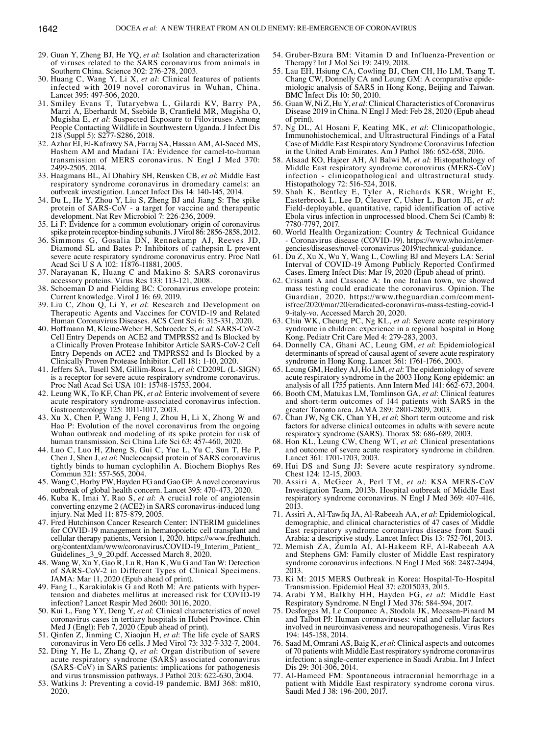29. Guan Y, Zheng BJ, He YQ, *et al*: Isolation and characterization of viruses related to the SARS coronavirus from animals in Southern China. Science 302: 276-278, 2003.
30. Huang C, Wang Y, Li X, *et al*: Clinical features of patients infected with 2019 novel coronavirus in Wuhan, China. Lancet 395: 497-506, 2020.
31. Smiley Evans T, Tutaryebwa L, Gilardi KV, Barry PA, Marzi A, Eberhardt M, Ssebide B, Cranfield MR, Mugisha O, Mugisha E, *et al*: Suspected Exposure to Filoviruses Among People Contacting Wildlife in Southwestern Uganda. J Infect Dis 218 (Suppl 5): S277-S286, 2018.
32. Azhar EI, El-Kafrawy SA, Farraj SA, Hassan AM, Al-Saeed MS, Hashem AM and Madani TA: Evidence for camel-to-human transmission of MERS coronavirus. N Engl J Med 370: 2499-2505, 2014.
33. Haagmans BL, Al Dhahiry SH, Reusken CB, *et al*: Middle East respiratory syndrome coronavirus in dromedary camels: an outbreak investigation. Lancet Infect Dis 14: 140-145, 2014.
34. Du L, He Y, Zhou Y, Liu S, Zheng BJ and Jiang S: The spike protein of SARS-CoV - a target for vaccine and therapeutic development. Nat Rev Microbiol 7: 226-236, 2009.
35. Li F: Evidence for a common evolutionary origin of coronavirus spike protein receptor-binding subunits. J Virol 86: 2856-2858, 2012.
36. Simmons G, Gosalia DN, Rennekamp AJ, Reeves JD, Diamond SL and Bates P: Inhibitors of cathepsin L prevent severe acute respiratory syndrome coronavirus entry. Proc Natl Acad Sci U S A 102: 11876-11881, 2005.
37. Narayanan K, Huang C and Makino S: SARS coronavirus accessory proteins. Virus Res 133: 113-121, 2008.
38. Schoeman D and Fielding BC: Coronavirus envelope protein: Current knowledge. Virol J 16: 69, 2019.
39. Liu C, Zhou Q, Li Y, *et al*: Research and Development on Therapeutic Agents and Vaccines for COVID-19 and Related Human Coronavirus Diseases. ACS Cent Sci 6: 315-331, 2020.
40. Hoffmann M, Kleine-Weber H, Schroeder S, *et al*: SARS-CoV-2 Cell Entry Depends on ACE2 and TMPRSS2 and Is Blocked by a Clinically Proven Protease Inhibitor Article SARS-CoV-2 Cell Entry Depends on ACE2 and TMPRSS2 and Is Blocked by a Clinically Proven Protease Inhibitor. Cell 181: 1-10, 2020.
41. Jeffers SA, Tusell SM, Gillim-Ross L, *et al*: CD209L (L-SIGN) is a receptor for severe acute respiratory syndrome coronavirus. Proc Natl Acad Sci USA 101: 15748-15753, 2004.
42. Leung WK, To KF, Chan PK, *et al*: Enteric involvement of severe acute respiratory syndrome-associated coronavirus infection. Gastroenterology 125: 1011-1017, 2003.
43. Xu X, Chen P, Wang J, Feng J, Zhou H, Li X, Zhong W and Hao P: Evolution of the novel coronavirus from the ongoing Wuhan outbreak and modeling of its spike protein for risk of human transmission. Sci China Life Sci 63: 457-460, 2020.
44. Luo C, Luo H, Zheng S, Gui C, Yue L, Yu C, Sun T, He P, Chen J, Shen J, *et al*: Nucleocapsid protein of SARS coronavirus tightly binds to human cyclophilin A. Biochem Biophys Res Commun 321: 557-565, 2004.
45. Wang C, Horby PW, Hayden FG and Gao GF: A novel coronavirus outbreak of global health concern. Lancet 395: 470-473, 2020.
46. Kuba K, Imai Y, Rao S, *et al*: A crucial role of angiotensin converting enzyme 2 (ACE2) in SARS coronavirus-induced lung injury. Nat Med 11: 875-879, 2005.
47. Fred Hutchinson Cancer Research Center: INTERIM guidelines for COVID-19 management in hematopoietic cell transplant and cellular therapy patients, Version 1, 2020. https://www.fredhutch.org/content/dam/www/coronavirus/COVID-19_Interim_Patient_Guidelines_3_9_20.pdf. Accessed March 8, 2020.
48. Wang W, Xu Y, Gao R, Lu R, Han K, Wu G and Tan W: Detection of SARS-CoV-2 in Different Types of Clinical Specimens. JAMA: Mar 11, 2020 (Epub ahead of print).
49. Fang L, Karakiulakis G and Roth M: Are patients with hypertension and diabetes mellitus at increased risk for COVID-19 infection? Lancet Respir Med 2600: 30116, 2020.
50. Kui L, Fang YY, Deng Y, *et al*: Clinical characteristics of novel coronavirus cases in tertiary hospitals in Hubei Province. Chin Med J (Engl): Feb 7, 2020 (Epub ahead of print).
51. Qinfen Z, Jinming C, Xiaojun H, *et al*: The life cycle of SARS coronavirus in Vero E6 cells. J Med Virol 73: 332-7-332-7, 2004.
52. Ding Y, He L, Zhang Q, *et al*: Organ distribution of severe acute respiratory syndrome (SARS) associated coronavirus (SARS-CoV) in SARS patients: implications for pathogenesis and virus transmission pathways. J Pathol 203: 622-630, 2004.
53. Watkins J: Preventing a covid-19 pandemic. BMJ 368: m810, 2020.
54. Gruber-Bzura BM: Vitamin D and Influenza-Prevention or Therapy? Int J Mol Sci 19: 2419, 2018.
55. Lau EH, Hsiung CA, Cowling BJ, Chen CH, Ho LM, Tsang T, Chang CW, Donnelly CA and Leung GM: A comparative epidemiologic analysis of SARS in Hong Kong, Beijing and Taiwan. BMC Infect Dis 10: 50, 2010.
56. Guan W, Ni Z, Hu Y, *et al*: Clinical Characteristics of Coronavirus Disease 2019 in China. N Engl J Med: Feb 28, 2020 (Epub ahead of print).
57. Ng DL, Al Hosani F, Keating MK, *et al*: Clinicopathologic, Immunohistochemical, and Ultrastructural Findings of a Fatal Case of Middle East Respiratory Syndrome Coronavirus Infection in the United Arab Emirates. Am J Pathol 186: 652-658, 2016.
58. Alsaad KO, Hajeer AH, Al Balwi M, *et al*: Histopathology of Middle East respiratory syndrome coronovirus (MERS-CoV) infection - clinicopathological and ultrastructural study. Histopathology 72: 516-524, 2018.
59. Shah K, Bentley E, Tyler A, Richards KSR, Wright E, Easterbrook L, Lee D, Cleaver C, Usher L, Burton JE, *et al*: Field-deployable, quantitative, rapid identification of active Ebola virus infection in unprocessed blood. Chem Sci (Camb) 8: 7780-7797, 2017.
60. World Health Organization: Country & Technical Guidance - Coronavirus disease (COVID-19). https://www.who.int/emergencies/diseases/novel-coronavirus-2019/technical-guidance.
61. Du Z, Xu X, Wu Y, Wang L, Cowling BJ and Meyers LA: Serial Interval of COVID-19 Among Publicly Reported Confirmed Cases. Emerg Infect Dis: Mar 19, 2020 (Epub ahead of print).
62. Crisanti A and Cassone A: In one Italian town, we showed mass testing could eradicate the coronavirus. Opinion. The Guardian, 2020. https://www.theguardian.com/commentisfree/2020/mar/20/eradicated-coronavirus-mass-testing-covid-19-italy-vo. Accessed March 20, 2020.
63. Chiu WK, Cheung PC, Ng KL, *et al*: Severe acute respiratory syndrome in children: experience in a regional hospital in Hong Kong. Pediatr Crit Care Med 4: 279-283, 2003.
64. Donnelly CA, Ghani AC, Leung GM, *et al*: Epidemiological determinants of spread of causal agent of severe acute respiratory syndrome in Hong Kong. Lancet 361: 1761-1766, 2003.
65. Leung GM, Hedley AJ, Ho LM, *et al*: The epidemiology of severe acute respiratory syndrome in the 2003 Hong Kong epidemic: an analysis of all 1755 patients. Ann Intern Med 141: 662-673, 2004.
66. Booth CM, Matukas LM, Tomlinson GA, *et al*: Clinical features and short-term outcomes of 144 patients with SARS in the greater Toronto area. JAMA 289: 2801-2809, 2003.
67. Chan JW, Ng CK, Chan YH, *et al*: Short term outcome and risk factors for adverse clinical outcomes in adults with severe acute respiratory syndrome (SARS). Thorax 58: 686-689, 2003.
68. Hon KL, Leung CW, Cheng WT, *et al*: Clinical presentations and outcome of severe acute respiratory syndrome in children. Lancet 361: 1701-1703, 2003.
69. Hui DS and Sung JJ: Severe acute respiratory syndrome. Chest 124: 12-15, 2003.
70. Assiri A, McGeer A, Perl TM, *et al*: KSA MERS-CoV Investigation Team, 2013b. Hospital outbreak of Middle East respiratory syndrome coronavirus. N Engl J Med 369: 407-416, 2013.
71. Assiri A, Al-Tawfiq JA, Al-Rabeeah AA, *et al*: Epidemiological, demographic, and clinical characteristics of 47 cases of Middle East respiratory syndrome coronavirus disease from Saudi Arabia: a descriptive study. Lancet Infect Dis 13: 752-761, 2013.
72. Memish ZA, Zumla AI, Al-Hakeem RF, Al-Rabeeah AA and Stephens GM: Family cluster of Middle East respiratory syndrome coronavirus infections. N Engl J Med 368: 2487-2494, 2013.
73. Ki M: 2015 MERS Outbreak in Korea: Hospital-To-Hospital Transmission. Epidemiol Heal 37: e2015033, 2015.
74. Arabi YM, Balkhy HH, Hayden FG, *et al*: Middle East Respiratory Syndrome. N Engl J Med 376: 584-594, 2017.
75. Desforges M, Le Coupanec A, Stodola JK, Meessen-Pinard M and Talbot PJ: Human coronaviruses: viral and cellular factors involved in neuroinvasiveness and neuropathogenesis. Virus Res 194: 145-158, 2014.
76. Saad M, Omrani AS, Baig K, *et al*: Clinical aspects and outcomes of 70 patients with Middle East respiratory syndrome coronavirus infection: a single-center experience in Saudi Arabia. Int J Infect Dis 29: 301-306, 2014.
77. Al-Hameed FM: Spontaneous intracranial hemorrhage in a patient with Middle East respiratory syndrome corona virus. Saudi Med J 38: 196-200, 2017.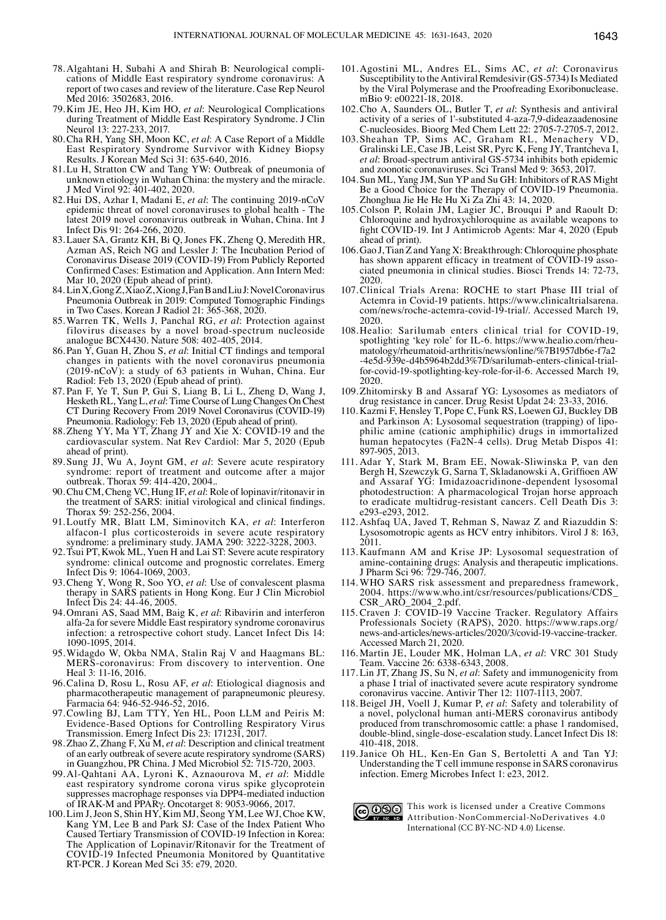78. Algahtani H, Subahi A and Shirah B: Neurological complications of Middle East respiratory syndrome coronavirus: A report of two cases and review of the literature. Case Rep Neurol Med 2016: 3502683, 2016.
79. Kim JE, Heo JH, Kim HO, *et al*: Neurological Complications during Treatment of Middle East Respiratory Syndrome. J Clin Neurol 13: 227-233, 2017.
80. Cha RH, Yang SH, Moon KC, *et al*: A Case Report of a Middle East Respiratory Syndrome Survivor with Kidney Biopsy Results. J Korean Med Sci 31: 635-640, 2016.
81. Lu H, Stratton CW and Tang YW: Outbreak of pneumonia of unknown etiology in Wuhan China: the mystery and the miracle. J Med Virol 92: 401-402, 2020.
82. Hui DS, Azhar I, Madani E, *et al*: The continuing 2019-nCoV epidemic threat of novel coronaviruses to global health - The latest 2019 novel coronavirus outbreak in Wuhan, China. Int J Infect Dis 91: 264-266, 2020.
83. Lauer SA, Grantz KH, Bi Q, Jones FK, Zheng Q, Meredith HR, Azman AS, Reich NG and Lessler J: The Incubation Period of Coronavirus Disease 2019 (COVID-19) From Publicly Reported Confirmed Cases: Estimation and Application. Ann Intern Med: Mar 10, 2020 (Epub ahead of print).
84. Lin X, Gong Z, Xiao Z, Xiong J, Fan B and Liu J: Novel Coronavirus Pneumonia Outbreak in 2019: Computed Tomographic Findings in Two Cases. Korean J Radiol 21: 365-368, 2020.
85. Warren TK, Wells J, Panchal RG, *et al*: Protection against filovirus diseases by a novel broad-spectrum nucleoside analogue BCX4430. Nature 508: 402-405, 2014.
86. Pan Y, Guan H, Zhou S, *et al*: Initial CT findings and temporal changes in patients with the novel coronavirus pneumonia (2019-nCoV): a study of 63 patients in Wuhan, China. Eur Radiol: Feb 13, 2020 (Epub ahead of print).
87. Pan F, Ye T, Sun P, Gui S, Liang B, Li L, Zheng D, Wang J, Hesketh RL, Yang L, *et al*: Time Course of Lung Changes On Chest CT During Recovery From 2019 Novel Coronavirus (COVID-19) Pneumonia. Radiology: Feb 13, 2020 (Epub ahead of print).
88. Zheng YY, Ma YT, Zhang JY and Xie X: COVID-19 and the cardiovascular system. Nat Rev Cardiol: Mar 5, 2020 (Epub ahead of print).
89. Sung JJ, Wu A, Joynt GM, *et al*: Severe acute respiratory syndrome: report of treatment and outcome after a major outbreak. Thorax 59: 414-420, 2004..
90. Chu CM, Cheng VC, Hung IF, *et al*: Role of lopinavir/ritonavir in the treatment of SARS: initial virological and clinical findings. Thorax 59: 252-256, 2004.
91. Loutfy MR, Blatt LM, Siminovitch KA, *et al*: Interferon alfacon-1 plus corticosteroids in severe acute respiratory syndrome: a preliminary study. JAMA 290: 3222-3228, 2003.
92. Tsui PT, Kwok ML, Yuen H and Lai ST: Severe acute respiratory syndrome: clinical outcome and prognostic correlates. Emerg Infect Dis 9: 1064-1069, 2003.
93. Cheng Y, Wong R, Soo YO, *et al*: Use of convalescent plasma therapy in SARS patients in Hong Kong. Eur J Clin Microbiol Infect Dis 24: 44-46, 2005.
94. Omrani AS, Saad MM, Baig K, *et al*: Ribavirin and interferon alfa-2a for severe Middle East respiratory syndrome coronavirus infection: a retrospective cohort study. Lancet Infect Dis 14: 1090-1095, 2014.
95. Widagdo W, Okba NMA, Stalin Raj V and Haagmans BL: MERS-coronavirus: From discovery to intervention. One Heal 3: 11-16, 2016.
96. Calina D, Rosu L, Rosu AF, *et al*: Etiological diagnosis and pharmacotherapeutic management of parapneumonic pleurisy. Farmacia 64: 946-52-946-52, 2016.
97. Cowling BJ, Lam TTY, Yen HL, Poon LLM and Peiris M: Evidence-Based Options for Controlling Respiratory Virus Transmission. Emerg Infect Dis 23: 171231, 2017.
98. Zhao Z, Zhang F, Xu M, *et al*: Description and clinical treatment of an early outbreak of severe acute respiratory syndrome (SARS) in Guangzhou, PR China. J Med Microbiol 52: 715-720, 2003.
99. Al-Qahtani AA, Lyroni K, Aznaourova M, *et al*: Middle east respiratory syndrome corona virus spike glycoprotein suppresses macrophage responses via DPP4-mediated induction of IRAK-M and PPARγ. Oncotarget 8: 9053-9066, 2017.
100. Lim J, Jeon S, Shin HY, Kim MJ, Seong YM, Lee WJ, Choe KW, Kang YM, Lee B and Park SJ: Case of the Index Patient Who Caused Tertiary Transmission of COVID-19 Infection in Korea: The Application of Lopinavir/Ritonavir for the Treatment of COVID-19 Infected Pneumonia Monitored by Quantitative RT-PCR. J Korean Med Sci 35: e79, 2020.
101. Agostini ML, Andres EL, Sims AC, *et al*: Coronavirus Susceptibility to the Antiviral Remdesivir (GS-5734) Is Mediated by the Viral Polymerase and the Proofreading Exoribonuclease. mBio 9: e00221-18, 2018.
102. Cho A, Saunders OL, Butler T, *et al*: Synthesis and antiviral activity of a series of 1'-substituted 4-aza-7,9-dideazaadenosine C-nucleosides. Bioorg Med Chem Lett 22: 2705-7-2705-7, 2012.
103. Sheahan TP, Sims AC, Graham RL, Menachery VD, Gralinski LE, Case JB, Leist SR, Pyrc K, Feng JY, Trantcheva I, *et al*: Broad-spectrum antiviral GS-5734 inhibits both epidemic and zoonotic coronaviruses. Sci Transl Med 9: 3653, 2017.
104. Sun ML, Yang JM, Sun YP and Su GH: Inhibitors of RAS Might Be a Good Choice for the Therapy of COVID-19 Pneumonia. Zhonghua Jie He He Hu Xi Za Zhi 43: 14, 2020.
105. Colson P, Rolain JM, Lagier JC, Brouqui P and Raoult D: Chloroquine and hydroxychloroquine as available weapons to fight COVID-19. Int J Antimicrob Agents: Mar 4, 2020 (Epub ahead of print).
106. Gao J, Tian Z and Yang X: Breakthrough: Chloroquine phosphate has shown apparent efficacy in treatment of COVID-19 associated pneumonia in clinical studies. Biosci Trends 14: 72-73, 2020.
107. Clinical Trials Arena: ROCHE to start Phase III trial of Actemra in Covid-19 patients. https://www.clinicaltrialsarena.com/news/roche-actemra-covid-19-trial/. Accessed March 19, 2020.
108. Healio: Sarilumab enters clinical trial for COVID-19, spotlighting 'key role' for IL-6. https://www.healio.com/rheumatology/rheumatoid-arthritis/news/online/%7B1957db6e-f7a2-4e5d-939e-d4b5964b2dd3%7D/sarilumab-enters-clinical-trial-for-covid-19-spotlighting-key-role-for-il-6. Accessed March 19, 2020.
109. Zhitomirsky B and Assaraf YG: Lysosomes as mediators of drug resistance in cancer. Drug Resist Updat 24: 23-33, 2016.
110. Kazmi F, Hensley T, Pope C, Funk RS, Loewen GJ, Buckley DB and Parkinson A: Lysosomal sequestration (trapping) of lipophilic amine (cationic amphiphilic) drugs in immortalized human hepatocytes (Fa2N-4 cells). Drug Metab Dispos 41: 897-905, 2013.
111. Adar Y, Stark M, Bram EE, Nowak-Sliwinska P, van den Bergh H, Szewczyk G, Sarna T, Skladanowski A, Griffioen AW and Assaraf YG: Imidazoacridinone-dependent lysosomal photodestruction: A pharmacological Trojan horse approach to eradicate multidrug-resistant cancers. Cell Death Dis 3: e293-e293, 2012.
112. Ashfaq UA, Javed T, Rehman S, Nawaz Z and Riazuddin S: Lysosomotropic agents as HCV entry inhibitors. Virol J 8: 163, 2011.
113. Kaufmann AM and Krise JP: Lysosomal sequestration of amine-containing drugs: Analysis and therapeutic implications. J Pharm Sci 96: 729-746, 2007.
114. WHO SARS risk assessment and preparedness framework, 2004. https://www.who.int/csr/resources/publications/CDS_CSR_ARO_2004_2.pdf.
115. Craven J: COVID-19 Vaccine Tracker. Regulatory Affairs Professionals Society (RAPS), 2020. https://www.raps.org/news-and-articles/news-articles/2020/3/covid-19-vaccine-tracker. Accessed March 21, 2020.
116. Martin JE, Louder MK, Holman LA, *et al*: VRC 301 Study Team. Vaccine 26: 6338-6343, 2008.
117. Lin JT, Zhang JS, Su N, *et al*: Safety and immunogenicity from a phase I trial of inactivated severe acute respiratory syndrome coronavirus vaccine. Antivir Ther 12: 1107-1113, 2007.
118. Beigel JH, Voell J, Kumar P, *et al*: Safety and tolerability of a novel, polyclonal human anti-MERS coronavirus antibody produced from transchromosomic cattle: a phase 1 randomised, double-blind, single-dose-escalation study. Lancet Infect Dis 18: 410-418, 2018.
119. Janice Oh HL, Ken-En Gan S, Bertoletti A and Tan YJ: Understanding the T cell immune response in SARS coronavirus infection. Emerg Microbes Infect 1: e23, 2012.

This work is licensed under a Creative Commons Attribution-NonCommercial-NoDerivatives 4.0 International (CC BY-NC-ND 4.0) License.